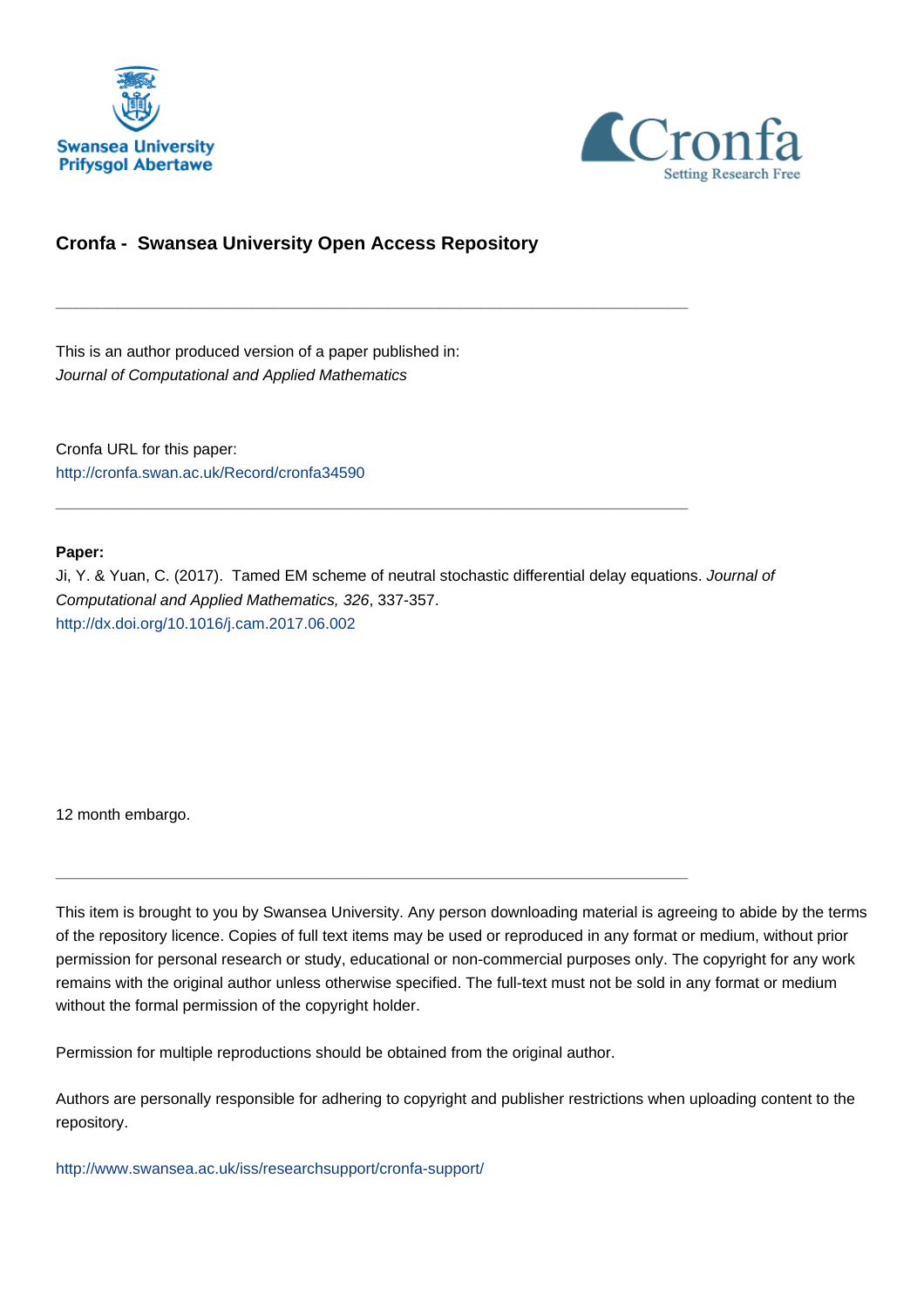Swansea University
Prifysgol Abertawe

Cronfa
Setting Research Free

# Cronfa - Swansea University Open Access Repository

---

This is an author produced version of a paper published in:
*Journal of Computational and Applied Mathematics*

Cronfa URL for this paper:
http://cronfa.swan.ac.uk/Record/cronfa34590

---

**Paper:**
Ji, Y. & Yuan, C. (2017). Tamed EM scheme of neutral stochastic differential delay equations. *Journal of Computational and Applied Mathematics, 326*, 337-357.
http://dx.doi.org/10.1016/j.cam.2017.06.002

12 month embargo.

---

This item is brought to you by Swansea University. Any person downloading material is agreeing to abide by the terms of the repository licence. Copies of full text items may be used or reproduced in any format or medium, without prior permission for personal research or study, educational or non-commercial purposes only. The copyright for any work remains with the original author unless otherwise specified. The full-text must not be sold in any format or medium without the formal permission of the copyright holder.

Permission for multiple reproductions should be obtained from the original author.

Authors are personally responsible for adhering to copyright and publisher restrictions when uploading content to the repository.

http://www.swansea.ac.uk/iss/researchsupport/cronfa-support/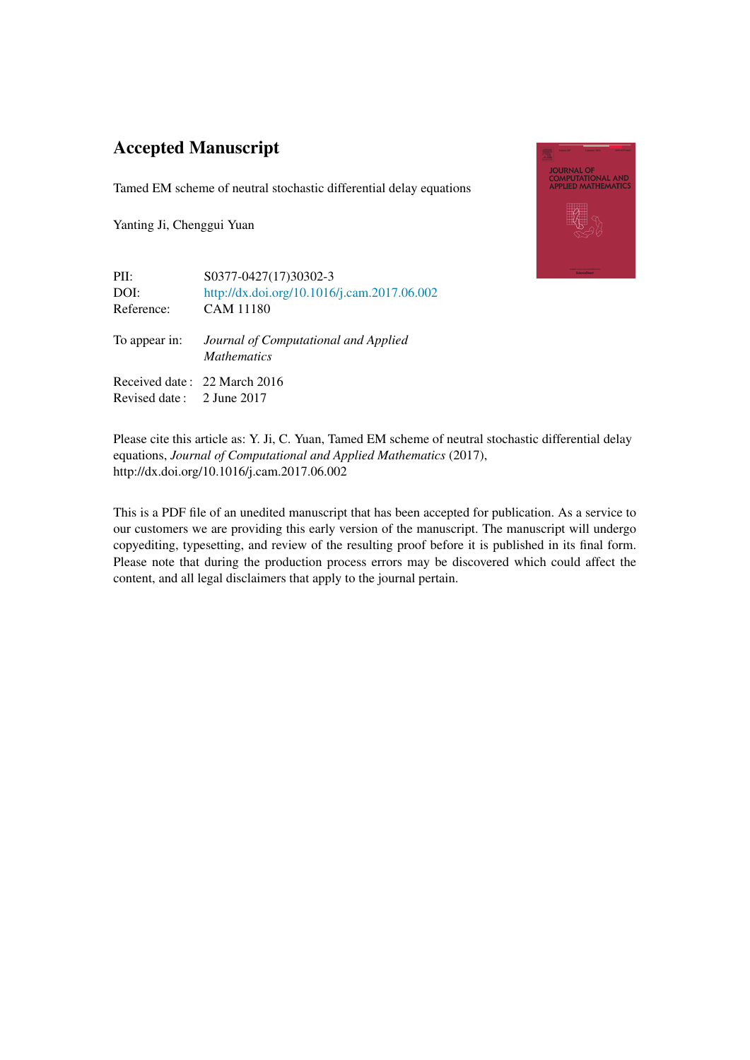# Accepted Manuscript

Tamed EM scheme of neutral stochastic differential delay equations

Yanting Ji, Chenggui Yuan

| | |
|---|---|
| PII: | S0377-0427(17)30302-3 |
| DOI: | http://dx.doi.org/10.1016/j.cam.2017.06.002 |
| Reference: | CAM 11180 |
| To appear in: | *Journal of Computational and Applied Mathematics* |
| Received date : | 22 March 2016 |
| Revised date : | 2 June 2017 |

Please cite this article as: Y. Ji, C. Yuan, Tamed EM scheme of neutral stochastic differential delay equations, *Journal of Computational and Applied Mathematics* (2017), http://dx.doi.org/10.1016/j.cam.2017.06.002

This is a PDF file of an unedited manuscript that has been accepted for publication. As a service to our customers we are providing this early version of the manuscript. The manuscript will undergo copyediting, typesetting, and review of the resulting proof before it is published in its final form. Please note that during the production process errors may be discovered which could affect the content, and all legal disclaimers that apply to the journal pertain.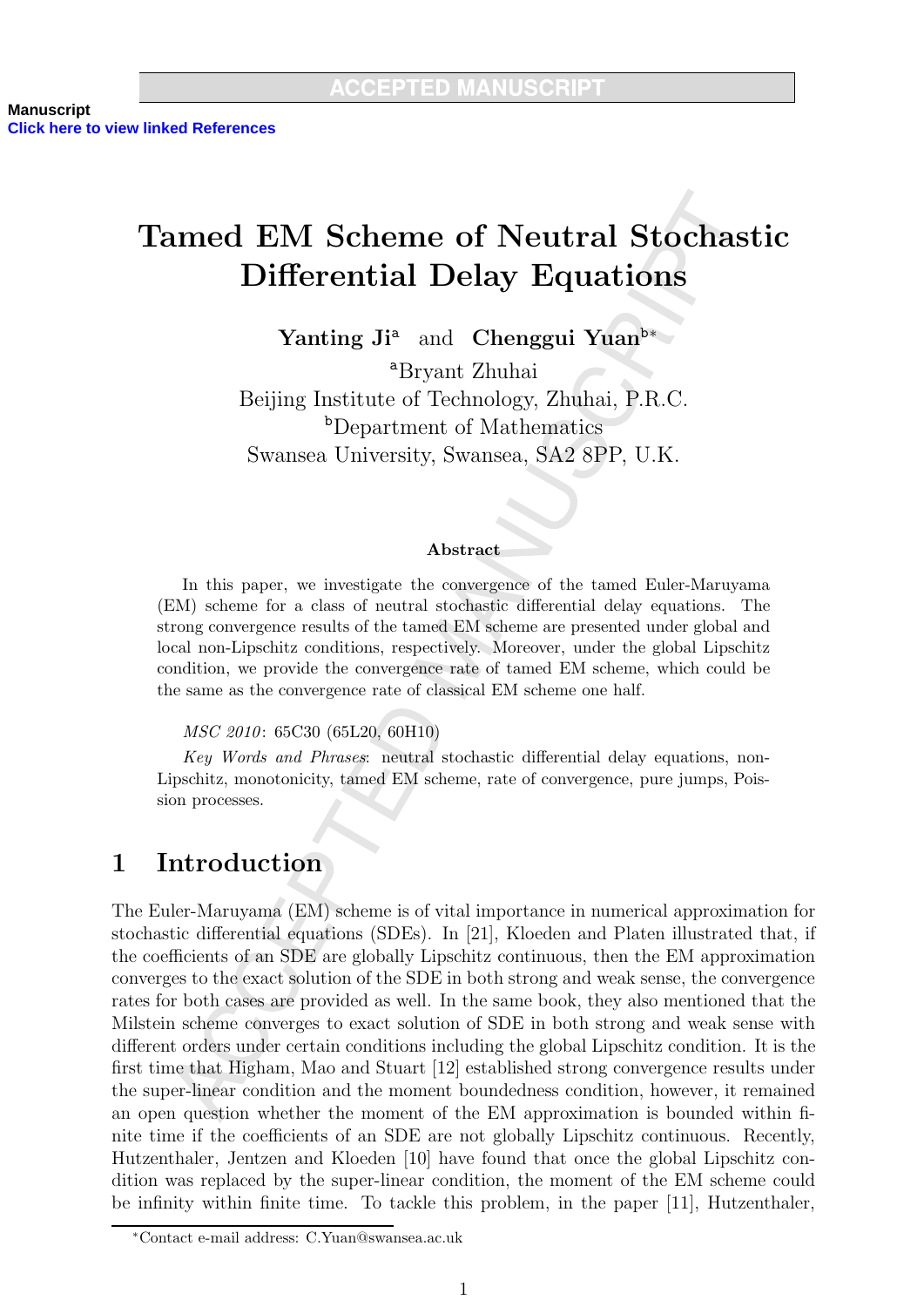# Tamed EM Scheme of Neutral Stochastic Differential Delay Equations

**Yanting Ji**[a] and **Chenggui Yuan**[b]*

[a]Bryant Zhuhai
Beijing Institute of Technology, Zhuhai, P.R.C.
[b]Department of Mathematics
Swansea University, Swansea, SA2 8PP, U.K.

### Abstract

In this paper, we investigate the convergence of the tamed Euler-Maruyama (EM) scheme for a class of neutral stochastic differential delay equations. The strong convergence results of the tamed EM scheme are presented under global and local non-Lipschitz conditions, respectively. Moreover, under the global Lipschitz condition, we provide the convergence rate of tamed EM scheme, which could be the same as the convergence rate of classical EM scheme one half.

*MSC 2010*: 65C30 (65L20, 60H10)

*Key Words and Phrases*: neutral stochastic differential delay equations, non-Lipschitz, monotonicity, tamed EM scheme, rate of convergence, pure jumps, Poission processes.

## 1 Introduction

The Euler-Maruyama (EM) scheme is of vital importance in numerical approximation for stochastic differential equations (SDEs). In [21], Kloeden and Platen illustrated that, if the coefficients of an SDE are globally Lipschitz continuous, then the EM approximation converges to the exact solution of the SDE in both strong and weak sense, the convergence rates for both cases are provided as well. In the same book, they also mentioned that the Milstein scheme converges to exact solution of SDE in both strong and weak sense with different orders under certain conditions including the global Lipschitz condition. It is the first time that Higham, Mao and Stuart [12] established strong convergence results under the super-linear condition and the moment boundedness condition, however, it remained an open question whether the moment of the EM approximation is bounded within finite time if the coefficients of an SDE are not globally Lipschitz continuous. Recently, Hutzenthaler, Jentzen and Kloeden [10] have found that once the global Lipschitz condition was replaced by the super-linear condition, the moment of the EM scheme could be infinity within finite time. To tackle this problem, in the paper [11], Hutzenthaler,

*Contact e-mail address: C.Yuan@swansea.ac.uk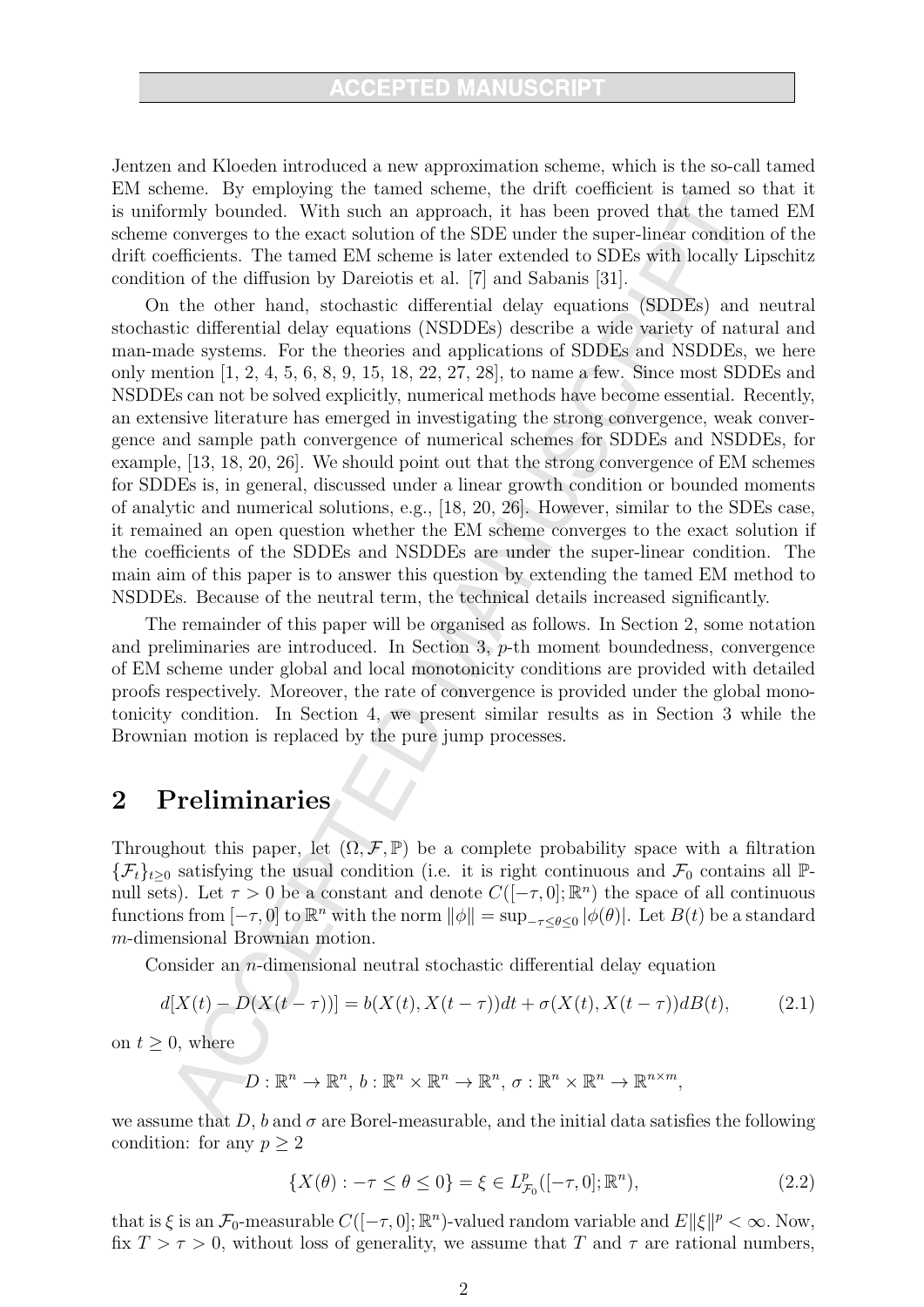Jentzen and Kloeden introduced a new approximation scheme, which is the so-call tamed EM scheme. By employing the tamed scheme, the drift coefficient is tamed so that it is uniformly bounded. With such an approach, it has been proved that the tamed EM scheme converges to the exact solution of the SDE under the super-linear condition of the drift coefficients. The tamed EM scheme is later extended to SDEs with locally Lipschitz condition of the diffusion by Dareiotis et al. [7] and Sabanis [31].

On the other hand, stochastic differential delay equations (SDDEs) and neutral stochastic differential delay equations (NSDDEs) describe a wide variety of natural and man-made systems. For the theories and applications of SDDEs and NSDDEs, we here only mention [1, 2, 4, 5, 6, 8, 9, 15, 18, 22, 27, 28], to name a few. Since most SDDEs and NSDDEs can not be solved explicitly, numerical methods have become essential. Recently, an extensive literature has emerged in investigating the strong convergence, weak convergence and sample path convergence of numerical schemes for SDDEs and NSDDEs, for example, [13, 18, 20, 26]. We should point out that the strong convergence of EM schemes for SDDEs is, in general, discussed under a linear growth condition or bounded moments of analytic and numerical solutions, e.g., [18, 20, 26]. However, similar to the SDEs case, it remained an open question whether the EM scheme converges to the exact solution if the coefficients of the SDDEs and NSDDEs are under the super-linear condition. The main aim of this paper is to answer this question by extending the tamed EM method to NSDDEs. Because of the neutral term, the technical details increased significantly.

The remainder of this paper will be organised as follows. In Section 2, some notation and preliminaries are introduced. In Section 3, $p$-th moment boundedness, convergence of EM scheme under global and local monotonicity conditions are provided with detailed proofs respectively. Moreover, the rate of convergence is provided under the global monotonicity condition. In Section 4, we present similar results as in Section 3 while the Brownian motion is replaced by the pure jump processes.

## 2 Preliminaries

Throughout this paper, let $(\Omega, \mathcal{F}, \mathbb{P})$ be a complete probability space with a filtration $\{\mathcal{F}_t\}_{t\geq 0}$ satisfying the usual condition (i.e. it is right continuous and $\mathcal{F}_0$ contains all $\mathbb{P}$-null sets). Let $\tau > 0$ be a constant and denote $C([-\tau, 0]; \mathbb{R}^n)$ the space of all continuous functions from $[-\tau, 0]$ to $\mathbb{R}^n$ with the norm $\|\phi\| = \sup_{-\tau\leq\theta\leq 0} |\phi(\theta)|$. Let $B(t)$ be a standard $m$-dimensional Brownian motion.

Consider an $n$-dimensional neutral stochastic differential delay equation

$$d[X(t) - D(X(t-\tau))] = b(X(t), X(t-\tau))dt + \sigma(X(t), X(t-\tau))dB(t), \tag{2.1}$$

on $t \geq 0$, where

$$D : \mathbb{R}^n \to \mathbb{R}^n,\ b : \mathbb{R}^n \times \mathbb{R}^n \to \mathbb{R}^n,\ \sigma : \mathbb{R}^n \times \mathbb{R}^n \to \mathbb{R}^{n\times m},$$

we assume that $D$, $b$ and $\sigma$ are Borel-measurable, and the initial data satisfies the following condition: for any $p \geq 2$

$$\{X(\theta) : -\tau \leq \theta \leq 0\} = \xi \in L^p_{\mathcal{F}_0}([-\tau, 0]; \mathbb{R}^n), \tag{2.2}$$

that is $\xi$ is an $\mathcal{F}_0$-measurable $C([-\tau, 0]; \mathbb{R}^n)$-valued random variable and $E\|\xi\|^p < \infty$. Now, fix $T > \tau > 0$, without loss of generality, we assume that $T$ and $\tau$ are rational numbers,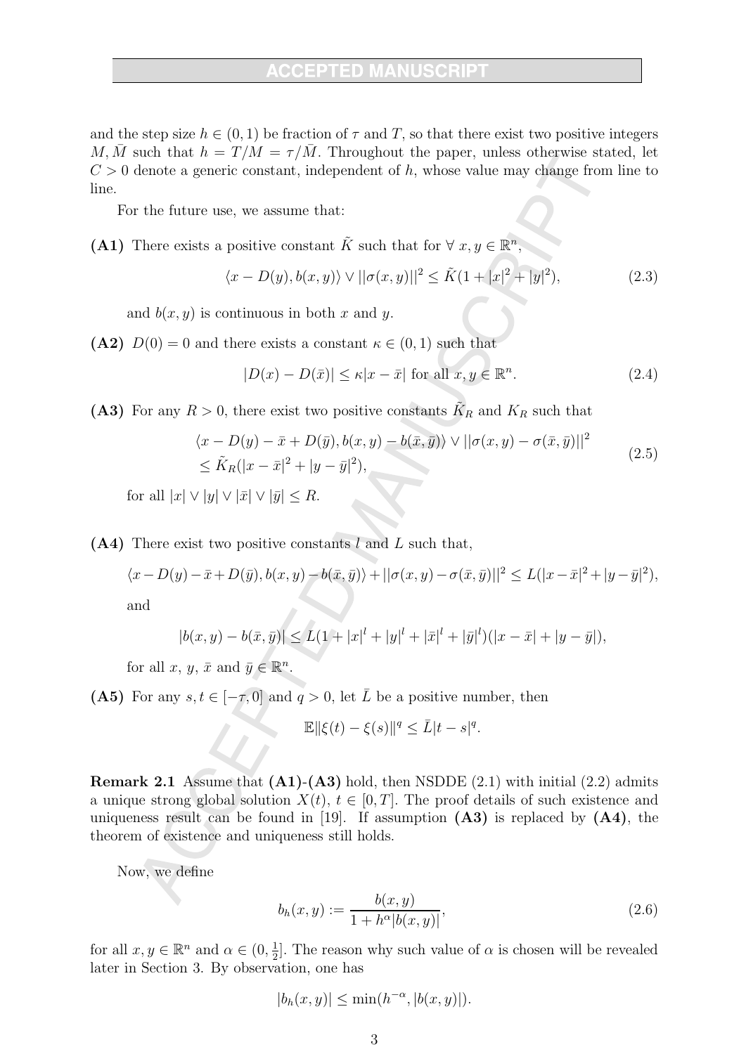and the step size $h \in (0,1)$ be fraction of $\tau$ and $T$, so that there exist two positive integers $M, \bar{M}$ such that $h = T/M = \tau/\bar{M}$. Throughout the paper, unless otherwise stated, let $C > 0$ denote a generic constant, independent of $h$, whose value may change from line to line.

For the future use, we assume that:

**(A1)** There exists a positive constant $\tilde{K}$ such that for $\forall\, x, y \in \mathbb{R}^n$,

$$\langle x - D(y), b(x,y)\rangle \vee ||\sigma(x,y)||^2 \le \tilde{K}(1 + |x|^2 + |y|^2), \tag{2.3}$$

and $b(x,y)$ is continuous in both $x$ and $y$.

**(A2)** $D(0) = 0$ and there exists a constant $\kappa \in (0,1)$ such that

$$|D(x) - D(\bar{x})| \le \kappa|x - \bar{x}| \text{ for all } x, y \in \mathbb{R}^n. \tag{2.4}$$

**(A3)** For any $R > 0$, there exist two positive constants $\tilde{K}_R$ and $K_R$ such that

$$\begin{aligned}&\langle x - D(y) - \bar{x} + D(\bar{y}), b(x,y) - b(\bar{x},\bar{y})\rangle \vee ||\sigma(x,y) - \sigma(\bar{x},\bar{y})||^2 \\ &\le \tilde{K}_R(|x-\bar{x}|^2 + |y - \bar{y}|^2),\end{aligned} \tag{2.5}$$

for all $|x| \vee |y| \vee |\bar{x}| \vee |\bar{y}| \le R$.

**(A4)** There exist two positive constants $l$ and $L$ such that,

$$\langle x - D(y) - \bar{x} + D(\bar{y}), b(x,y) - b(\bar{x},\bar{y})\rangle + ||\sigma(x,y) - \sigma(\bar{x},\bar{y})||^2 \le L(|x-\bar{x}|^2 + |y-\bar{y}|^2),$$

and

$$|b(x,y) - b(\bar{x},\bar{y})| \le L(1 + |x|^l + |y|^l + |\bar{x}|^l + |\bar{y}|^l)(|x-\bar{x}| + |y - \bar{y}|),$$

for all $x$, $y$, $\bar{x}$ and $\bar{y} \in \mathbb{R}^n$.

**(A5)** For any $s, t \in [-\tau, 0]$ and $q > 0$, let $\bar{L}$ be a positive number, then

$$\mathbb{E}\|\xi(t) - \xi(s)\|^q \le \bar{L}|t-s|^q.$$

**Remark 2.1** Assume that **(A1)-(A3)** hold, then NSDDE (2.1) with initial (2.2) admits a unique strong global solution $X(t)$, $t \in [0,T]$. The proof details of such existence and uniqueness result can be found in [19]. If assumption **(A3)** is replaced by **(A4)**, the theorem of existence and uniqueness still holds.

Now, we define

$$b_h(x,y) := \frac{b(x,y)}{1 + h^{\alpha}|b(x,y)|}, \tag{2.6}$$

for all $x, y \in \mathbb{R}^n$ and $\alpha \in (0, \frac{1}{2}]$. The reason why such value of $\alpha$ is chosen will be revealed later in Section 3. By observation, one has

$$|b_h(x,y)| \le \min(h^{-\alpha}, |b(x,y)|).$$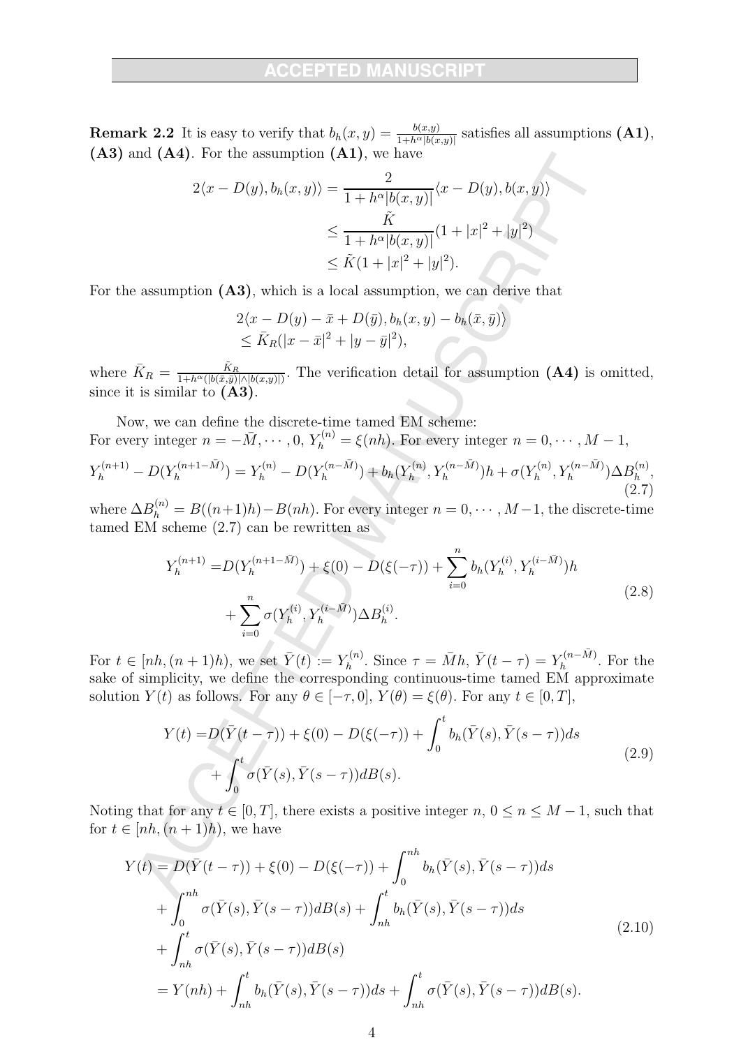**Remark 2.2** It is easy to verify that $b_h(x,y) = \frac{b(x,y)}{1+h^\alpha|b(x,y)|}$ satisfies all assumptions **(A1)**, **(A3)** and **(A4)**. For the assumption **(A1)**, we have

$$
\begin{aligned}
2\langle x - D(y), b_h(x,y)\rangle &= \frac{2}{1+h^\alpha|b(x,y)|}\langle x - D(y), b(x,y)\rangle \\
&\le \frac{\tilde{K}}{1+h^\alpha|b(x,y)|}(1+|x|^2+|y|^2) \\
&\le \tilde{K}(1+|x|^2+|y|^2).
\end{aligned}
$$

For the assumption **(A3)**, which is a local assumption, we can derive that

$$
\begin{aligned}
&2\langle x - D(y) - \bar{x} + D(\bar{y}), b_h(x,y) - b_h(\bar{x},\bar{y})\rangle \\
&\le \bar{K}_R(|x-\bar{x}|^2 + |y-\bar{y}|^2),
\end{aligned}
$$

where $\bar{K}_R = \frac{\tilde{K}_R}{1+h^\alpha(|b(\bar{x},\bar{y})|\wedge|b(x,y)|)}$. The verification detail for assumption **(A4)** is omitted, since it is similar to **(A3)**.

Now, we can define the discrete-time tamed EM scheme:
For every integer $n = -\bar{M}, \cdots, 0$, $Y_h^{(n)} = \xi(nh)$. For every integer $n = 0, \cdots, M-1$,

$$
Y_h^{(n+1)} - D(Y_h^{(n+1-\bar{M})}) = Y_h^{(n)} - D(Y_h^{(n-\bar{M})}) + b_h(Y_h^{(n)}, Y_h^{(n-\bar{M})})h + \sigma(Y_h^{(n)}, Y_h^{(n-\bar{M})})\Delta B_h^{(n)}, \tag{2.7}
$$

where $\Delta B_h^{(n)} = B((n+1)h) - B(nh)$. For every integer $n = 0, \cdots, M-1$, the discrete-time tamed EM scheme (2.7) can be rewritten as

$$
\begin{aligned}
Y_h^{(n+1)} =& D(Y_h^{(n+1-\bar{M})}) + \xi(0) - D(\xi(-\tau)) + \sum_{i=0}^{n} b_h(Y_h^{(i)}, Y_h^{(i-\bar{M})})h \\
&+ \sum_{i=0}^{n} \sigma(Y_h^{(i)}, Y_h^{(i-\bar{M})})\Delta B_h^{(i)}.
\end{aligned} \tag{2.8}
$$

For $t \in [nh, (n+1)h)$, we set $\bar{Y}(t) := Y_h^{(n)}$. Since $\tau = \bar{M}h$, $\bar{Y}(t-\tau) = Y_h^{(n-\bar{M})}$. For the sake of simplicity, we define the corresponding continuous-time tamed EM approximate solution $Y(t)$ as follows. For any $\theta \in [-\tau, 0]$, $Y(\theta) = \xi(\theta)$. For any $t \in [0,T]$,

$$
\begin{aligned}
Y(t) =& D(\bar{Y}(t-\tau)) + \xi(0) - D(\xi(-\tau)) + \int_0^t b_h(\bar{Y}(s), \bar{Y}(s-\tau))ds \\
&+ \int_0^t \sigma(\bar{Y}(s), \bar{Y}(s-\tau))dB(s).
\end{aligned} \tag{2.9}
$$

Noting that for any $t \in [0,T]$, there exists a positive integer $n$, $0 \le n \le M-1$, such that for $t \in [nh, (n+1)h)$, we have

$$
\begin{aligned}
Y(t) =& D(\bar{Y}(t-\tau)) + \xi(0) - D(\xi(-\tau)) + \int_0^{nh} b_h(\bar{Y}(s), \bar{Y}(s-\tau))ds \\
&+ \int_0^{nh} \sigma(\bar{Y}(s), \bar{Y}(s-\tau))dB(s) + \int_{nh}^t b_h(\bar{Y}(s), \bar{Y}(s-\tau))ds \\
&+ \int_{nh}^t \sigma(\bar{Y}(s), \bar{Y}(s-\tau))dB(s) \\
=& Y(nh) + \int_{nh}^t b_h(\bar{Y}(s), \bar{Y}(s-\tau))ds + \int_{nh}^t \sigma(\bar{Y}(s), \bar{Y}(s-\tau))dB(s).
\end{aligned} \tag{2.10}
$$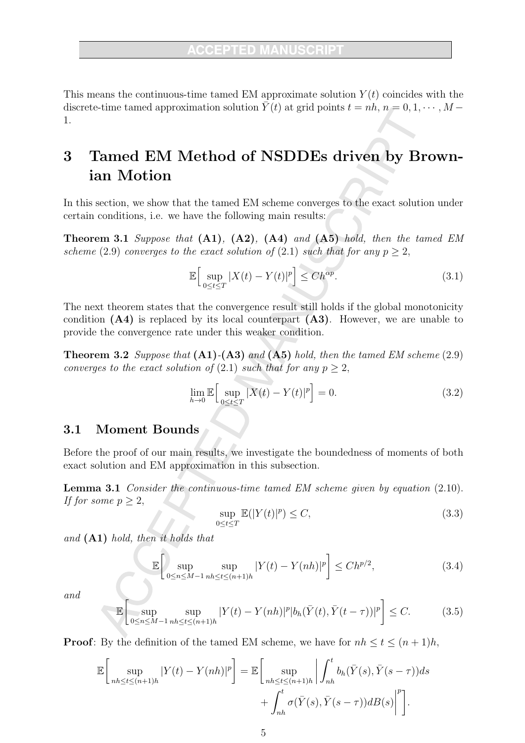This means the continuous-time tamed EM approximate solution $Y(t)$ coincides with the discrete-time tamed approximation solution $\bar{Y}(t)$ at grid points $t = nh$, $n = 0, 1, \cdots, M - 1$.

# 3 Tamed EM Method of NSDDEs driven by Brownian Motion

In this section, we show that the tamed EM scheme converges to the exact solution under certain conditions, i.e. we have the following main results:

**Theorem 3.1** *Suppose that* **(A1)**, **(A2)**, **(A4)** *and* **(A5)** *hold, then the tamed EM scheme* (2.9) *converges to the exact solution of* (2.1) *such that for any* $p \geq 2$,

$$\mathbb{E}\Big[\sup_{0\leq t\leq T} |X(t) - Y(t)|^p\Big] \leq Ch^{\alpha p}. \tag{3.1}$$

The next theorem states that the convergence result still holds if the global monotonicity condition **(A4)** is replaced by its local counterpart **(A3)**. However, we are unable to provide the convergence rate under this weaker condition.

**Theorem 3.2** *Suppose that* **(A1)**-**(A3)** *and* **(A5)** *hold, then the tamed EM scheme* (2.9) *converges to the exact solution of* (2.1) *such that for any* $p \geq 2$,

$$\lim_{h\to 0} \mathbb{E}\Big[\sup_{0\leq t\leq T} |X(t) - Y(t)|^p\Big] = 0. \tag{3.2}$$

## 3.1 Moment Bounds

Before the proof of our main results, we investigate the boundedness of moments of both exact solution and EM approximation in this subsection.

**Lemma 3.1** *Consider the continuous-time tamed EM scheme given by equation* (2.10). *If for some* $p \geq 2$,

$$\sup_{0\leq t\leq T} \mathbb{E}(|Y(t)|^p) \leq C, \tag{3.3}$$

*and* **(A1)** *hold, then it holds that*

$$\mathbb{E}\Bigg[\sup_{0\leq n\leq M-1}\ \sup_{nh\leq t\leq (n+1)h} |Y(t) - Y(nh)|^p\Bigg] \leq Ch^{p/2}, \tag{3.4}$$

*and*

$$\mathbb{E}\Bigg[\sup_{0\leq n\leq M-1}\ \sup_{nh\leq t\leq (n+1)h} |Y(t) - Y(nh)|^p |b_h(\bar{Y}(t), \bar{Y}(t-\tau))|^p\Bigg] \leq C. \tag{3.5}$$

**Proof**: By the definition of the tamed EM scheme, we have for $nh \leq t \leq (n+1)h$,

$$\mathbb{E}\Bigg[\sup_{nh\leq t\leq (n+1)h} |Y(t) - Y(nh)|^p\Bigg] = \mathbb{E}\Bigg[\sup_{nh\leq t\leq (n+1)h}\Bigg|\int_{nh}^{t} b_h(\bar{Y}(s), \bar{Y}(s-\tau))ds + \int_{nh}^{t} \sigma(\bar{Y}(s), \bar{Y}(s-\tau))dB(s)\Bigg|^p\Bigg].$$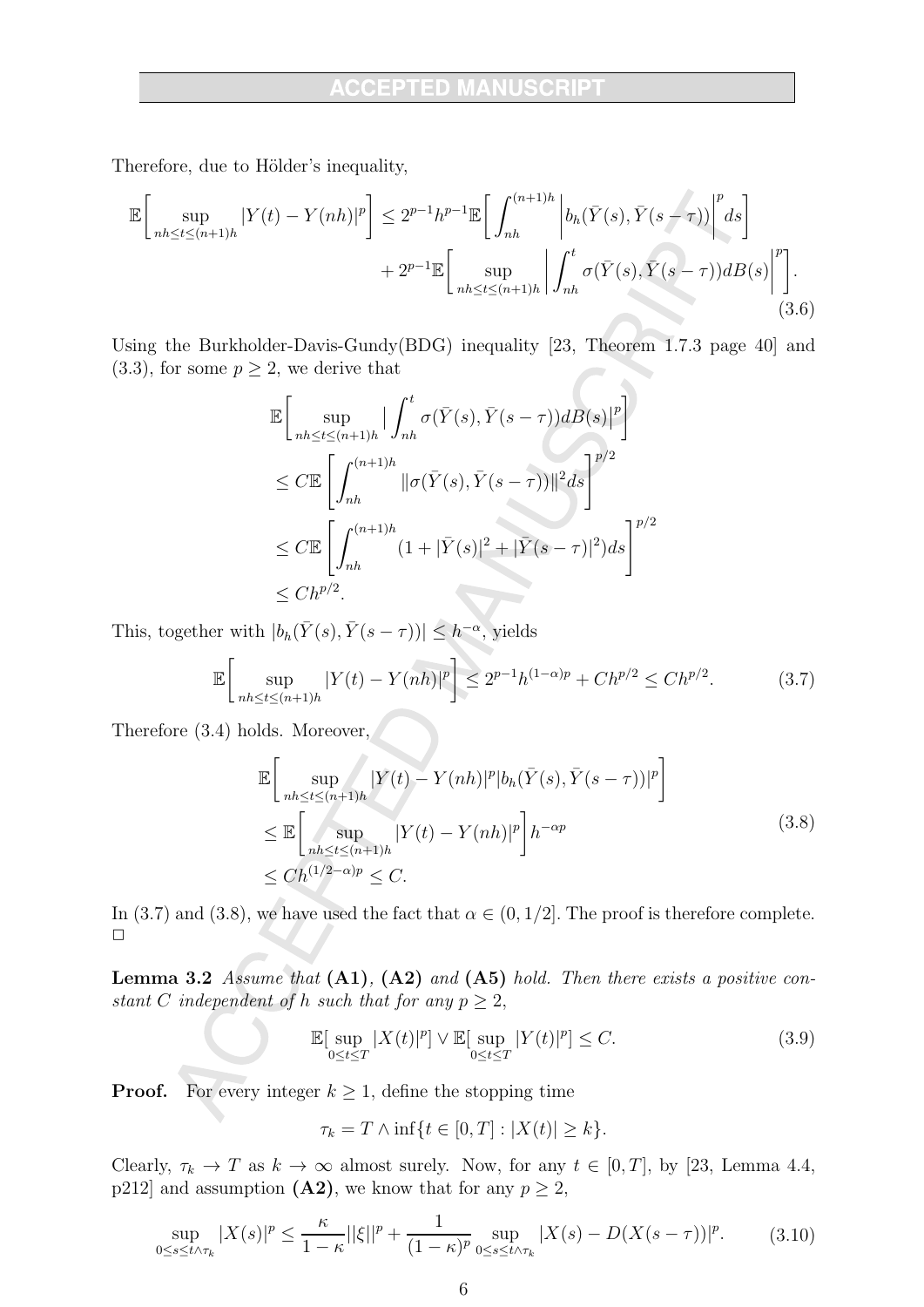Therefore, due to Hölder's inequality,

$$
\begin{aligned}
\mathbb{E}\bigg[\sup_{nh\le t\le (n+1)h}|Y(t)-Y(nh)|^p\bigg] &\le 2^{p-1}h^{p-1}\mathbb{E}\bigg[\int_{nh}^{(n+1)h}\Big|b_h(\bar{Y}(s),\bar{Y}(s-\tau))\Big|^p ds\bigg] \\
&\quad + 2^{p-1}\mathbb{E}\bigg[\sup_{nh\le t\le (n+1)h}\Big|\int_{nh}^{t}\sigma(\bar{Y}(s),\bar{Y}(s-\tau))dB(s)\Big|^p\bigg].
\end{aligned}
\tag{3.6}
$$

Using the Burkholder-Davis-Gundy(BDG) inequality [23, Theorem 1.7.3 page 40] and (3.3), for some $p\ge 2$, we derive that

$$
\begin{aligned}
&\mathbb{E}\bigg[\sup_{nh\le t\le (n+1)h}\Big|\int_{nh}^{t}\sigma(\bar{Y}(s),\bar{Y}(s-\tau))dB(s)\Big|^p\bigg] \\
&\le C\mathbb{E}\left[\int_{nh}^{(n+1)h}\|\sigma(\bar{Y}(s),\bar{Y}(s-\tau))\|^2 ds\right]^{p/2} \\
&\le C\mathbb{E}\left[\int_{nh}^{(n+1)h}(1+|\bar{Y}(s)|^2+|\bar{Y}(s-\tau)|^2)ds\right]^{p/2} \\
&\le Ch^{p/2}.
\end{aligned}
$$

This, together with $|b_h(\bar{Y}(s),\bar{Y}(s-\tau))|\le h^{-\alpha}$, yields

$$
\mathbb{E}\bigg[\sup_{nh\le t\le (n+1)h}|Y(t)-Y(nh)|^p\bigg]\le 2^{p-1}h^{(1-\alpha)p}+Ch^{p/2}\le Ch^{p/2}. \tag{3.7}
$$

Therefore (3.4) holds. Moreover,

$$
\begin{aligned}
&\mathbb{E}\bigg[\sup_{nh\le t\le (n+1)h}|Y(t)-Y(nh)|^p|b_h(\bar{Y}(s),\bar{Y}(s-\tau))|^p\bigg] \\
&\le \mathbb{E}\bigg[\sup_{nh\le t\le (n+1)h}|Y(t)-Y(nh)|^p\bigg]h^{-\alpha p} \\
&\le Ch^{(1/2-\alpha)p}\le C.
\end{aligned}
\tag{3.8}
$$

In (3.7) and (3.8), we have used the fact that $\alpha\in(0,1/2]$. The proof is therefore complete. □

**Lemma 3.2** *Assume that* **(A1)***,* **(A2)** *and* **(A5)** *hold. Then there exists a positive constant $C$ independent of $h$ such that for any $p\ge 2$,*

$$
\mathbb{E}[\sup_{0\le t\le T}|X(t)|^p]\vee\mathbb{E}[\sup_{0\le t\le T}|Y(t)|^p]\le C. \tag{3.9}
$$

**Proof.** For every integer $k\ge 1$, define the stopping time

$$
\tau_k = T\wedge\inf\{t\in[0,T]:|X(t)|\ge k\}.
$$

Clearly, $\tau_k\to T$ as $k\to\infty$ almost surely. Now, for any $t\in[0,T]$, by [23, Lemma 4.4, p212] and assumption **(A2)**, we know that for any $p\ge 2$,

$$
\sup_{0\le s\le t\wedge\tau_k}|X(s)|^p\le\frac{\kappa}{1-\kappa}\|\xi\|^p+\frac{1}{(1-\kappa)^p}\sup_{0\le s\le t\wedge\tau_k}|X(s)-D(X(s-\tau))|^p. \tag{3.10}
$$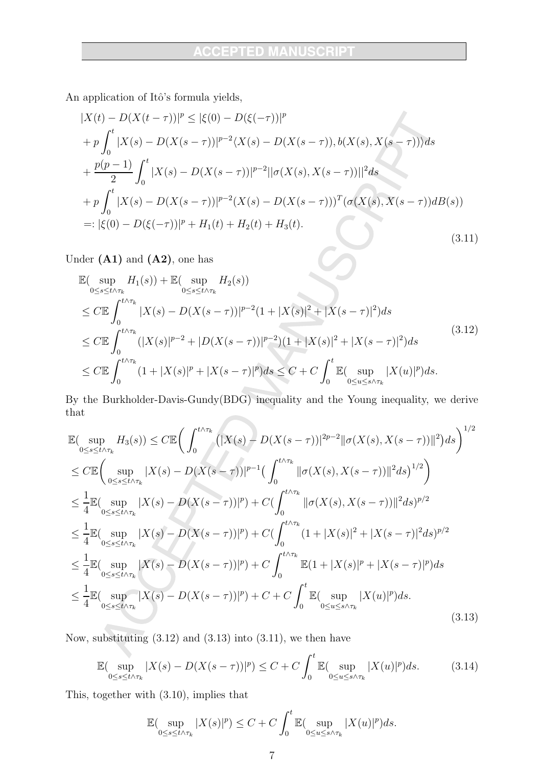An application of Itô's formula yields,

$$
\begin{aligned}
&|X(t) - D(X(t-\tau))|^p \leq |\xi(0) - D(\xi(-\tau))|^p \\
&+ p\int_0^t |X(s) - D(X(s-\tau))|^{p-2}\langle X(s) - D(X(s-\tau)), b(X(s), X(s-\tau))\rangle ds \\
&+ \frac{p(p-1)}{2}\int_0^t |X(s) - D(X(s-\tau))|^{p-2}||\sigma(X(s), X(s-\tau))||^2 ds \\
&+ p\int_0^t |X(s) - D(X(s-\tau))|^{p-2}(X(s) - D(X(s-\tau)))^T(\sigma(X(s), X(s-\tau))dB(s)) \\
&=: |\xi(0) - D(\xi(-\tau))|^p + H_1(t) + H_2(t) + H_3(t).
\end{aligned} \tag{3.11}
$$

Under **(A1)** and **(A2)**, one has

$$
\begin{aligned}
&\mathbb{E}(\sup_{0\leq s\leq t\wedge\tau_k} H_1(s)) + \mathbb{E}(\sup_{0\leq s\leq t\wedge\tau_k} H_2(s)) \\
&\leq C\mathbb{E}\int_0^{t\wedge\tau_k} |X(s) - D(X(s-\tau))|^{p-2}(1 + |X(s)|^2 + |X(s-\tau)|^2)ds \\
&\leq C\mathbb{E}\int_0^{t\wedge\tau_k} (|X(s)|^{p-2} + |D(X(s-\tau))|^{p-2})(1 + |X(s)|^2 + |X(s-\tau)|^2)ds \\
&\leq C\mathbb{E}\int_0^{t\wedge\tau_k} (1 + |X(s)|^p + |X(s-\tau)|^p)ds \leq C + C\int_0^t \mathbb{E}(\sup_{0\leq u\leq s\wedge\tau_k} |X(u)|^p)ds.
\end{aligned} \tag{3.12}
$$

By the Burkholder-Davis-Gundy(BDG) inequality and the Young inequality, we derive that

$$
\begin{aligned}
&\mathbb{E}(\sup_{0\leq s\leq t\wedge\tau_k} H_3(s)) \leq C\mathbb{E}\Big(\int_0^{t\wedge\tau_k}\big(|X(s) - D(X(s-\tau))|^{2p-2}\|\sigma(X(s), X(s-\tau))\|^2\big)ds\Big)^{1/2} \\
&\leq C\mathbb{E}\Big(\sup_{0\leq s\leq t\wedge\tau_k} |X(s) - D(X(s-\tau))|^{p-1}\big(\int_0^{t\wedge\tau_k}\|\sigma(X(s), X(s-\tau))\|^2 ds\big)^{1/2}\Big) \\
&\leq \frac{1}{4}\mathbb{E}(\sup_{0\leq s\leq t\wedge\tau_k} |X(s) - D(X(s-\tau))|^p) + C(\int_0^{t\wedge\tau_k}\|\sigma(X(s), X(s-\tau))\|^2 ds)^{p/2} \\
&\leq \frac{1}{4}\mathbb{E}(\sup_{0\leq s\leq t\wedge\tau_k} |X(s) - D(X(s-\tau))|^p) + C(\int_0^{t\wedge\tau_k}(1 + |X(s)|^2 + |X(s-\tau)|^2 ds)^{p/2} \\
&\leq \frac{1}{4}\mathbb{E}(\sup_{0\leq s\leq t\wedge\tau_k} |X(s) - D(X(s-\tau))|^p) + C\int_0^{t\wedge\tau_k}\mathbb{E}(1 + |X(s)|^p + |X(s-\tau)|^p)ds \\
&\leq \frac{1}{4}\mathbb{E}(\sup_{0\leq s\leq t\wedge\tau_k} |X(s) - D(X(s-\tau))|^p) + C + C\int_0^t \mathbb{E}(\sup_{0\leq u\leq s\wedge\tau_k} |X(u)|^p)ds.
\end{aligned} \tag{3.13}
$$

Now, substituting (3.12) and (3.13) into (3.11), we then have

$$
\mathbb{E}(\sup_{0\leq s\leq t\wedge\tau_k} |X(s) - D(X(s-\tau))|^p) \leq C + C\int_0^t \mathbb{E}(\sup_{0\leq u\leq s\wedge\tau_k} |X(u)|^p)ds. \tag{3.14}
$$

This, together with (3.10), implies that

$$
\mathbb{E}(\sup_{0\leq s\leq t\wedge\tau_k} |X(s)|^p) \leq C + C\int_0^t \mathbb{E}(\sup_{0\leq u\leq s\wedge\tau_k} |X(u)|^p)ds.
$$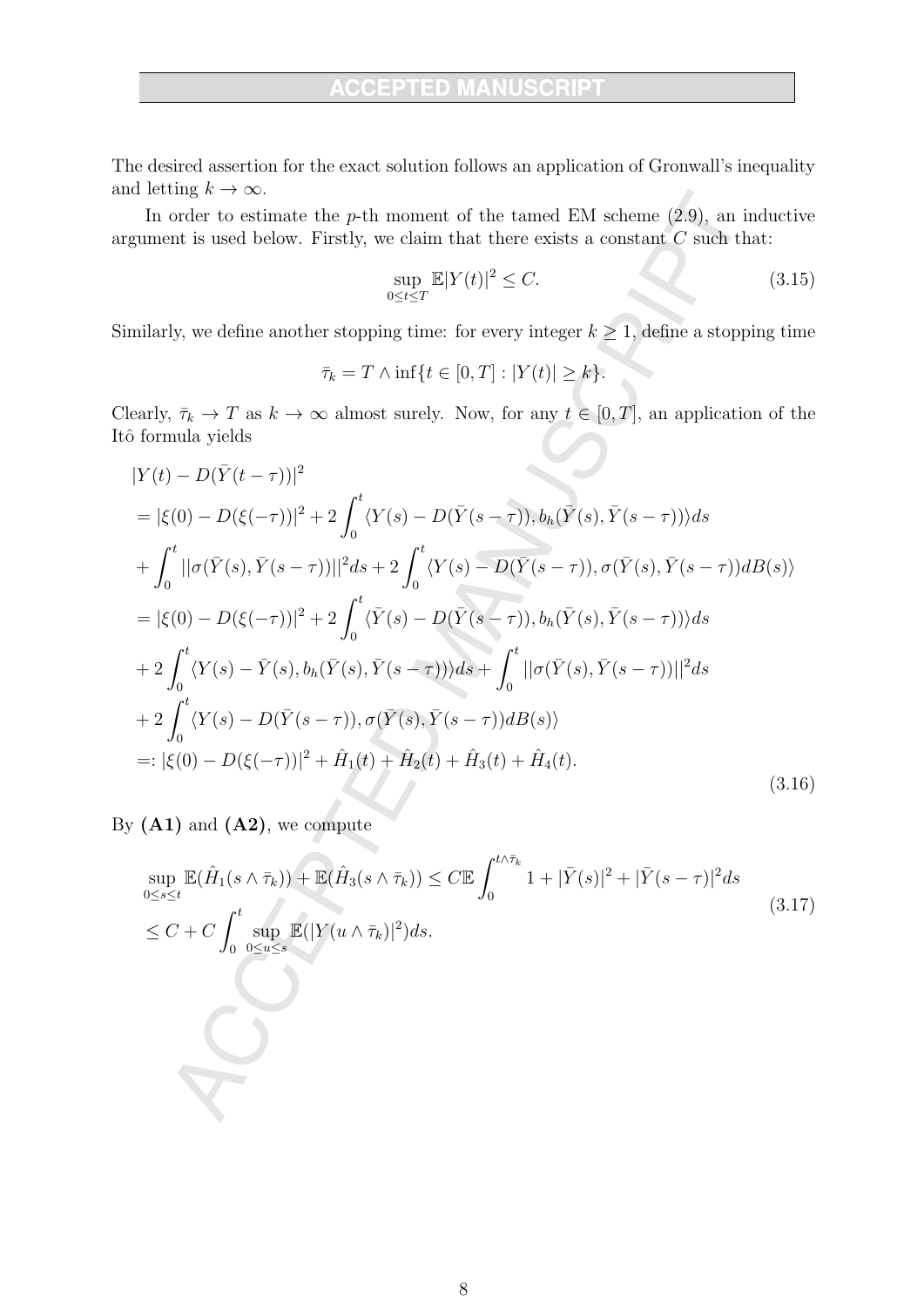The desired assertion for the exact solution follows an application of Gronwall's inequality and letting $k \to \infty$.

In order to estimate the $p$-th moment of the tamed EM scheme (2.9), an inductive argument is used below. Firstly, we claim that there exists a constant $C$ such that:

$$\sup_{0 \le t \le T} \mathbb{E}|Y(t)|^2 \le C. \tag{3.15}$$

Similarly, we define another stopping time: for every integer $k \ge 1$, define a stopping time

$$\bar{\tau}_k = T \wedge \inf\{t \in [0,T] : |Y(t)| \ge k\}.$$

Clearly, $\bar{\tau}_k \to T$ as $k \to \infty$ almost surely. Now, for any $t \in [0,T]$, an application of the Itô formula yields

$$\begin{aligned}
&|Y(t) - D(\bar{Y}(t-\tau))|^2 \\
&= |\xi(0) - D(\xi(-\tau))|^2 + 2\int_0^t \langle Y(s) - D(\bar{Y}(s-\tau)), b_h(\bar{Y}(s), \bar{Y}(s-\tau))\rangle ds \\
&+ \int_0^t ||\sigma(\bar{Y}(s), \bar{Y}(s-\tau))||^2 ds + 2\int_0^t \langle Y(s) - D(\bar{Y}(s-\tau)), \sigma(\bar{Y}(s), \bar{Y}(s-\tau)) dB(s)\rangle \\
&= |\xi(0) - D(\xi(-\tau))|^2 + 2\int_0^t \langle \bar{Y}(s) - D(\bar{Y}(s-\tau)), b_h(\bar{Y}(s), \bar{Y}(s-\tau))\rangle ds \\
&+ 2\int_0^t \langle Y(s) - \bar{Y}(s), b_h(\bar{Y}(s), \bar{Y}(s-\tau))\rangle ds + \int_0^t ||\sigma(\bar{Y}(s), \bar{Y}(s-\tau))||^2 ds \\
&+ 2\int_0^t \langle Y(s) - D(\bar{Y}(s-\tau)), \sigma(\bar{Y}(s), \bar{Y}(s-\tau)) dB(s)\rangle \\
&=: |\xi(0) - D(\xi(-\tau))|^2 + \hat{H}_1(t) + \hat{H}_2(t) + \hat{H}_3(t) + \hat{H}_4(t).
\end{aligned} \tag{3.16}$$

By **(A1)** and **(A2)**, we compute

$$\begin{aligned}
&\sup_{0 \le s \le t} \mathbb{E}(\hat{H}_1(s \wedge \bar{\tau}_k)) + \mathbb{E}(\hat{H}_3(s \wedge \bar{\tau}_k)) \le C\mathbb{E}\int_0^{t \wedge \bar{\tau}_k} 1 + |\bar{Y}(s)|^2 + |\bar{Y}(s-\tau)|^2 ds \\
&\le C + C\int_0^t \sup_{0 \le u \le s} \mathbb{E}(|Y(u \wedge \bar{\tau}_k)|^2) ds.
\end{aligned} \tag{3.17}$$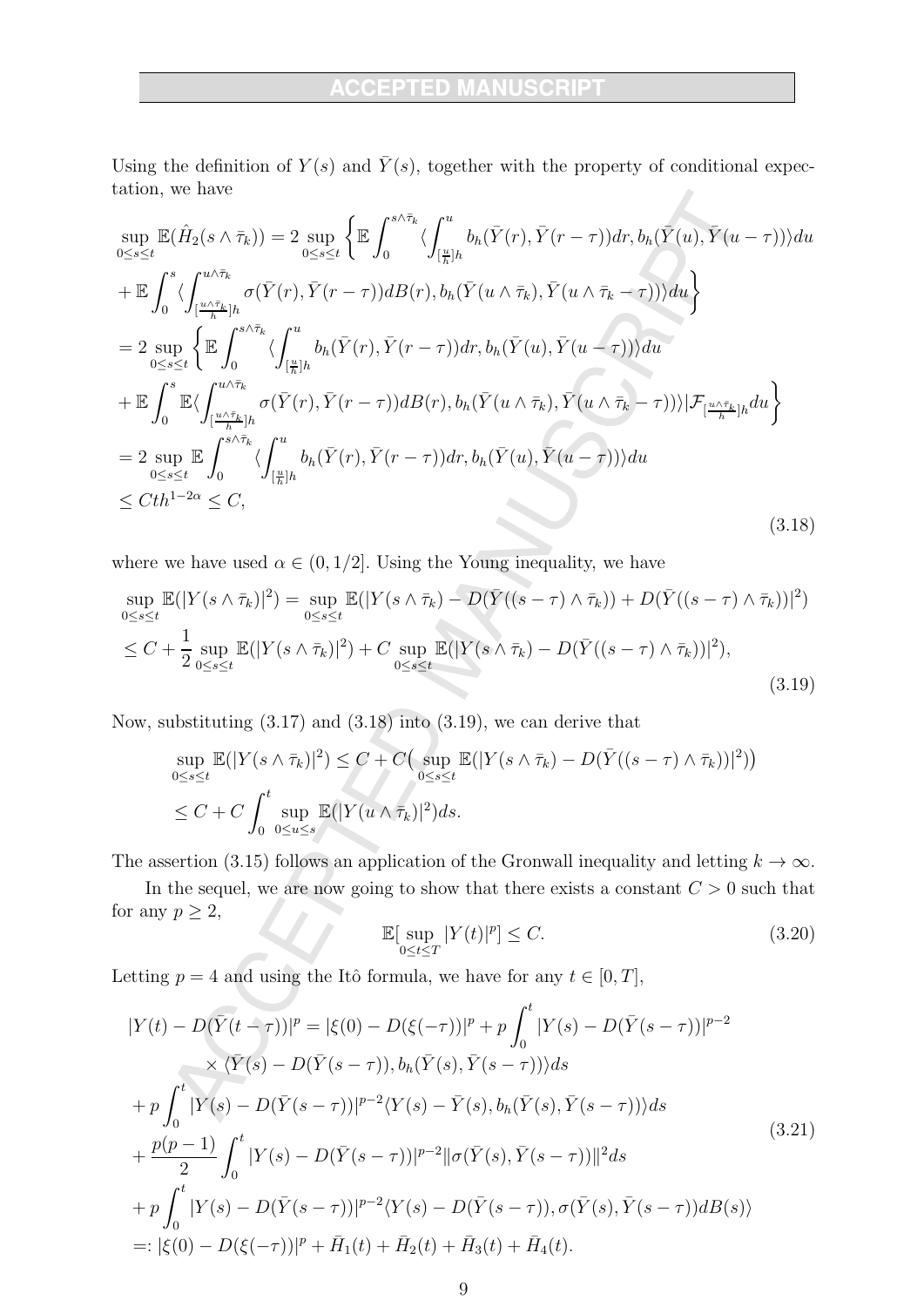Using the definition of $Y(s)$ and $\bar{Y}(s)$, together with the property of conditional expectation, we have

$$
\begin{aligned}
&\sup_{0\le s\le t}\mathbb{E}(\hat{H}_2(s\wedge\bar{\tau}_k)) = 2\sup_{0\le s\le t}\Big\{\mathbb{E}\int_0^{s\wedge\bar{\tau}_k}\langle\int_{[\frac{u}{h}]h}^{u} b_h(\bar{Y}(r),\bar{Y}(r-\tau))dr, b_h(\bar{Y}(u),\bar{Y}(u-\tau))\rangle du\\
&+\mathbb{E}\int_0^{s}\langle\int_{[\frac{u\wedge\bar{\tau}_k}{h}]h}^{u\wedge\bar{\tau}_k}\sigma(\bar{Y}(r),\bar{Y}(r-\tau))dB(r), b_h(\bar{Y}(u\wedge\bar{\tau}_k),\bar{Y}(u\wedge\bar{\tau}_k-\tau))\rangle du\Big\}\\
&=2\sup_{0\le s\le t}\Big\{\mathbb{E}\int_0^{s\wedge\bar{\tau}_k}\langle\int_{[\frac{u}{h}]h}^{u} b_h(\bar{Y}(r),\bar{Y}(r-\tau))dr, b_h(\bar{Y}(u),\bar{Y}(u-\tau))\rangle du\\
&+\mathbb{E}\int_0^{s}\mathbb{E}\langle\int_{[\frac{u\wedge\bar{\tau}_k}{h}]h}^{u\wedge\bar{\tau}_k}\sigma(\bar{Y}(r),\bar{Y}(r-\tau))dB(r), b_h(\bar{Y}(u\wedge\bar{\tau}_k),\bar{Y}(u\wedge\bar{\tau}_k-\tau))\rangle|\mathcal{F}_{[\frac{u\wedge\bar{\tau}_k}{h}]h}du\Big\}\\
&=2\sup_{0\le s\le t}\mathbb{E}\int_0^{s\wedge\bar{\tau}_k}\langle\int_{[\frac{u}{h}]h}^{u} b_h(\bar{Y}(r),\bar{Y}(r-\tau))dr, b_h(\bar{Y}(u),\bar{Y}(u-\tau))\rangle du\\
&\le Cth^{1-2\alpha}\le C,
\end{aligned}
\tag{3.18}
$$

where we have used $\alpha\in(0,1/2]$. Using the Young inequality, we have

$$
\begin{aligned}
&\sup_{0\le s\le t}\mathbb{E}(|Y(s\wedge\bar{\tau}_k)|^2)=\sup_{0\le s\le t}\mathbb{E}(|Y(s\wedge\bar{\tau}_k)-D(\bar{Y}((s-\tau)\wedge\bar{\tau}_k))+D(\bar{Y}((s-\tau)\wedge\bar{\tau}_k))|^2)\\
&\le C+\frac{1}{2}\sup_{0\le s\le t}\mathbb{E}(|Y(s\wedge\bar{\tau}_k)|^2)+C\sup_{0\le s\le t}\mathbb{E}(|Y(s\wedge\bar{\tau}_k)-D(\bar{Y}((s-\tau)\wedge\bar{\tau}_k))|^2),
\end{aligned}
\tag{3.19}
$$

Now, substituting (3.17) and (3.18) into (3.19), we can derive that

$$
\begin{aligned}
&\sup_{0\le s\le t}\mathbb{E}(|Y(s\wedge\bar{\tau}_k)|^2)\le C+C\big(\sup_{0\le s\le t}\mathbb{E}(|Y(s\wedge\bar{\tau}_k)-D(\bar{Y}((s-\tau)\wedge\bar{\tau}_k))|^2)\big)\\
&\le C+C\int_0^t\sup_{0\le u\le s}\mathbb{E}(|Y(u\wedge\bar{\tau}_k)|^2)ds.
\end{aligned}
$$

The assertion (3.15) follows an application of the Gronwall inequality and letting $k\to\infty$.

In the sequel, we are now going to show that there exists a constant $C>0$ such that for any $p\ge 2$,

$$
\mathbb{E}[\sup_{0\le t\le T}|Y(t)|^p]\le C. \tag{3.20}
$$

Letting $p=4$ and using the Itô formula, we have for any $t\in[0,T]$,

$$
\begin{aligned}
&|Y(t)-D(\bar{Y}(t-\tau))|^p=|\xi(0)-D(\xi(-\tau))|^p+p\int_0^t|Y(s)-D(\bar{Y}(s-\tau))|^{p-2}\\
&\qquad\times\langle\bar{Y}(s)-D(\bar{Y}(s-\tau)), b_h(\bar{Y}(s),\bar{Y}(s-\tau))\rangle ds\\
&+p\int_0^t|Y(s)-D(\bar{Y}(s-\tau))|^{p-2}\langle Y(s)-\bar{Y}(s), b_h(\bar{Y}(s),\bar{Y}(s-\tau))\rangle ds\\
&+\frac{p(p-1)}{2}\int_0^t|Y(s)-D(\bar{Y}(s-\tau))|^{p-2}\|\sigma(\bar{Y}(s),\bar{Y}(s-\tau))\|^2ds\\
&+p\int_0^t|Y(s)-D(\bar{Y}(s-\tau))|^{p-2}\langle Y(s)-D(\bar{Y}(s-\tau)),\sigma(\bar{Y}(s),\bar{Y}(s-\tau))dB(s)\rangle\\
&=:|\xi(0)-D(\xi(-\tau))|^p+\bar{H}_1(t)+\bar{H}_2(t)+\bar{H}_3(t)+\bar{H}_4(t).
\end{aligned}
\tag{3.21}
$$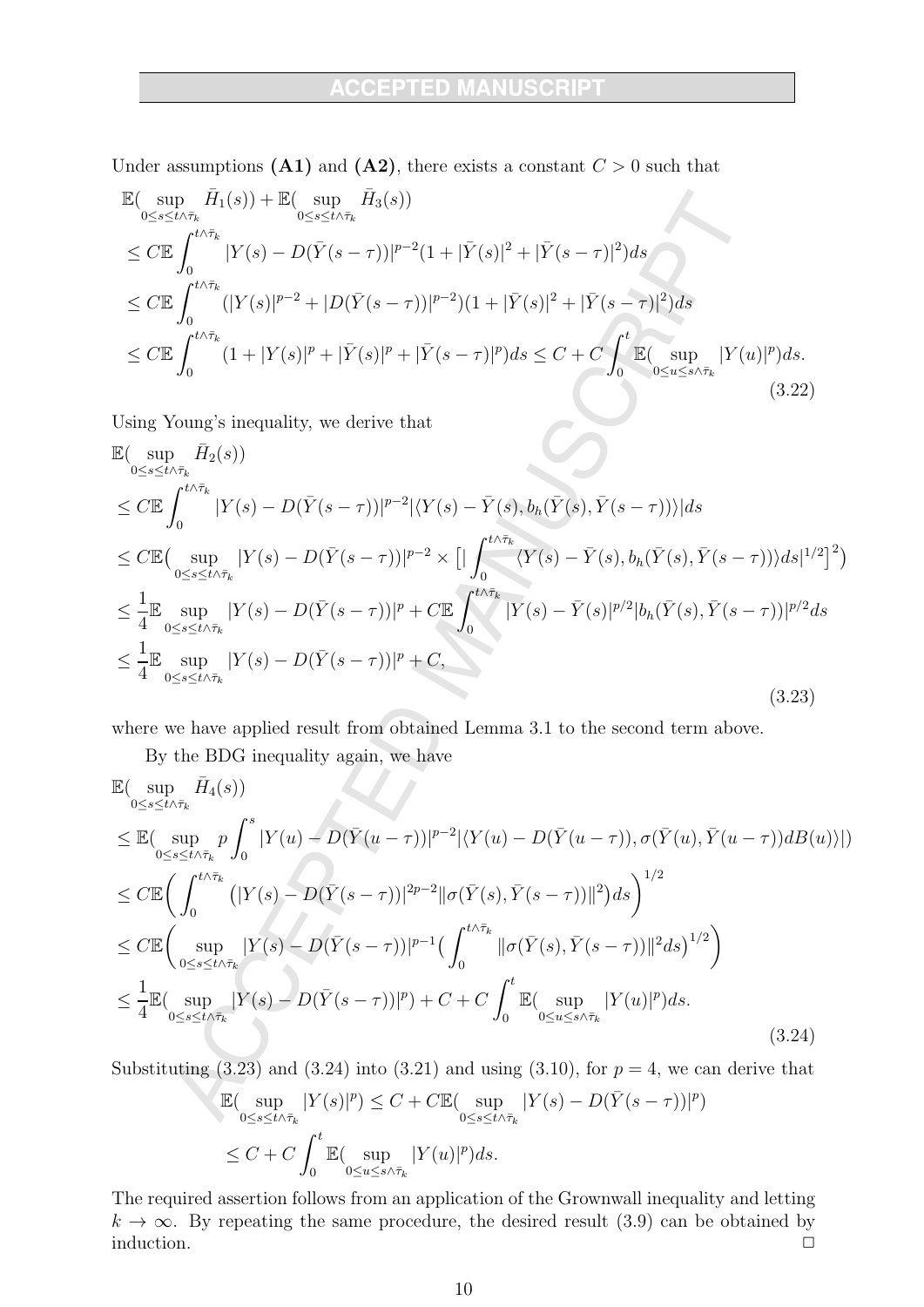Under assumptions **(A1)** and **(A2)**, there exists a constant $C > 0$ such that

$$
\begin{aligned}
&\mathbb{E}(\sup_{0\le s\le t\wedge\bar\tau_k} \bar H_1(s)) + \mathbb{E}(\sup_{0\le s\le t\wedge\bar\tau_k} \bar H_3(s)) \\
&\le C\mathbb{E}\int_0^{t\wedge\bar\tau_k} |Y(s) - D(\bar Y(s-\tau))|^{p-2}(1 + |\bar Y(s)|^2 + |\bar Y(s-\tau)|^2)ds \\
&\le C\mathbb{E}\int_0^{t\wedge\bar\tau_k} (|Y(s)|^{p-2} + |D(\bar Y(s-\tau))|^{p-2})(1 + |\bar Y(s)|^2 + |\bar Y(s-\tau)|^2)ds \\
&\le C\mathbb{E}\int_0^{t\wedge\bar\tau_k} (1 + |Y(s)|^p + |\bar Y(s)|^p + |\bar Y(s-\tau)|^p)ds \le C + C\int_0^t \mathbb{E}(\sup_{0\le u\le s\wedge\bar\tau_k} |Y(u)|^p)ds.
\end{aligned}
\tag{3.22}
$$

Using Young's inequality, we derive that

$$
\begin{aligned}
&\mathbb{E}(\sup_{0\le s\le t\wedge\bar\tau_k} \bar H_2(s)) \\
&\le C\mathbb{E}\int_0^{t\wedge\bar\tau_k} |Y(s) - D(\bar Y(s-\tau))|^{p-2}|\langle Y(s) - \bar Y(s), b_h(\bar Y(s), \bar Y(s-\tau))\rangle|ds \\
&\le C\mathbb{E}\big(\sup_{0\le s\le t\wedge\bar\tau_k} |Y(s) - D(\bar Y(s-\tau))|^{p-2} \times \big[|\int_0^{t\wedge\bar\tau_k} \langle Y(s) - \bar Y(s), b_h(\bar Y(s), \bar Y(s-\tau))\rangle ds|^{1/2}\big]^2\big) \\
&\le \frac{1}{4}\mathbb{E}\sup_{0\le s\le t\wedge\bar\tau_k} |Y(s) - D(\bar Y(s-\tau))|^p + C\mathbb{E}\int_0^{t\wedge\bar\tau_k} |Y(s) - \bar Y(s)|^{p/2}|b_h(\bar Y(s), \bar Y(s-\tau))|^{p/2}ds \\
&\le \frac{1}{4}\mathbb{E}\sup_{0\le s\le t\wedge\bar\tau_k} |Y(s) - D(\bar Y(s-\tau))|^p + C,
\end{aligned}
\tag{3.23}
$$

where we have applied result from obtained Lemma 3.1 to the second term above.

By the BDG inequality again, we have

$$
\begin{aligned}
&\mathbb{E}(\sup_{0\le s\le t\wedge\bar\tau_k} \bar H_4(s)) \\
&\le \mathbb{E}(\sup_{0\le s\le t\wedge\bar\tau_k} p\int_0^s |Y(u) - D(\bar Y(u-\tau))|^{p-2}|\langle Y(u) - D(\bar Y(u-\tau)), \sigma(\bar Y(u), \bar Y(u-\tau))dB(u)\rangle|) \\
&\le C\mathbb{E}\bigg(\int_0^{t\wedge\bar\tau_k} \big(|Y(s) - D(\bar Y(s-\tau))|^{2p-2}\|\sigma(\bar Y(s), \bar Y(s-\tau))\|^2\big)ds\bigg)^{1/2} \\
&\le C\mathbb{E}\bigg(\sup_{0\le s\le t\wedge\bar\tau_k} |Y(s) - D(\bar Y(s-\tau))|^{p-1}\big(\int_0^{t\wedge\bar\tau_k} \|\sigma(\bar Y(s), \bar Y(s-\tau))\|^2ds\big)^{1/2}\bigg) \\
&\le \frac{1}{4}\mathbb{E}(\sup_{0\le s\le t\wedge\bar\tau_k} |Y(s) - D(\bar Y(s-\tau))|^p) + C + C\int_0^t \mathbb{E}(\sup_{0\le u\le s\wedge\bar\tau_k} |Y(u)|^p)ds.
\end{aligned}
\tag{3.24}
$$

Substituting (3.23) and (3.24) into (3.21) and using (3.10), for $p = 4$, we can derive that

$$
\begin{aligned}
\mathbb{E}(\sup_{0\le s\le t\wedge\bar\tau_k} |Y(s)|^p) &\le C + C\mathbb{E}(\sup_{0\le s\le t\wedge\bar\tau_k} |Y(s) - D(\bar Y(s-\tau))|^p) \\
&\le C + C\int_0^t \mathbb{E}(\sup_{0\le u\le s\wedge\bar\tau_k} |Y(u)|^p)ds.
\end{aligned}
$$

The required assertion follows from an application of the Grownwall inequality and letting $k \to \infty$. By repeating the same procedure, the desired result (3.9) can be obtained by induction. □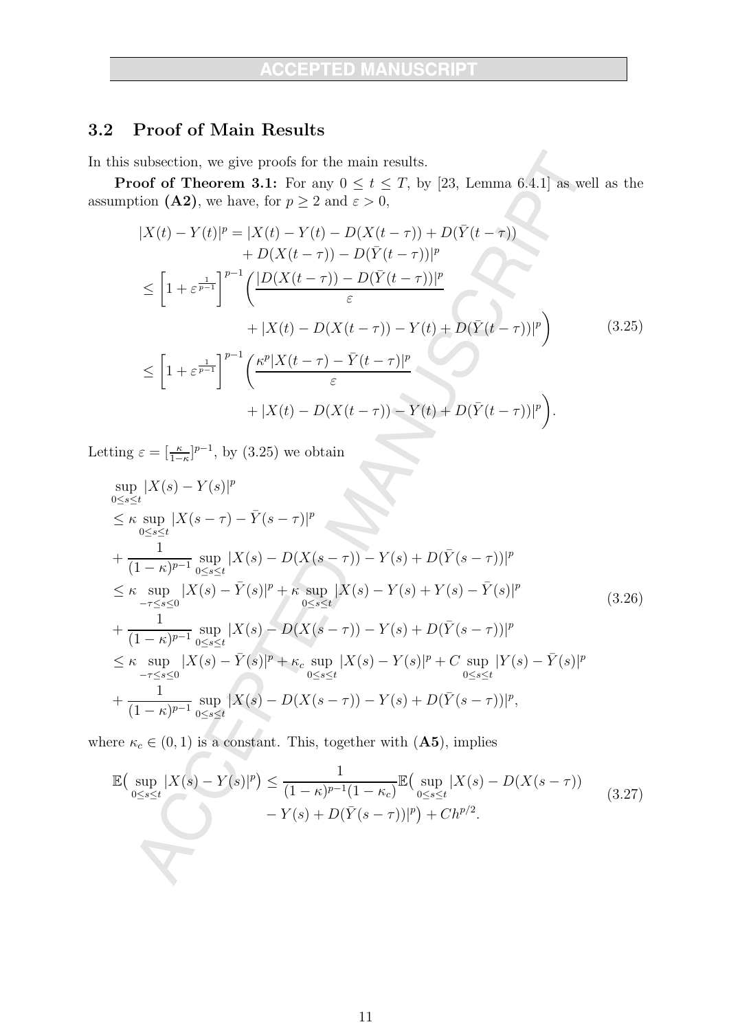### 3.2 Proof of Main Results

In this subsection, we give proofs for the main results.

**Proof of Theorem 3.1:** For any $0 \le t \le T$, by [23, Lemma 6.4.1] as well as the assumption **(A2)**, we have, for $p \ge 2$ and $\varepsilon > 0$,

$$
\begin{aligned}
|X(t) - Y(t)|^p &= |X(t) - Y(t) - D(X(t-\tau)) + D(\bar{Y}(t-\tau)) \\
&\quad + D(X(t-\tau)) - D(\bar{Y}(t-\tau))|^p \\
&\le \left[1 + \varepsilon^{\frac{1}{p-1}}\right]^{p-1} \Big( \frac{|D(X(t-\tau)) - D(\bar{Y}(t-\tau))|^p}{\varepsilon} \\
&\quad + |X(t) - D(X(t-\tau)) - Y(t) + D(\bar{Y}(t-\tau))|^p \Big) \\
&\le \left[1 + \varepsilon^{\frac{1}{p-1}}\right]^{p-1} \Big( \frac{\kappa^p |X(t-\tau) - \bar{Y}(t-\tau)|^p}{\varepsilon} \\
&\quad + |X(t) - D(X(t-\tau)) - Y(t) + D(\bar{Y}(t-\tau))|^p \Big).
\end{aligned}
\tag{3.25}
$$

Letting $\varepsilon = [\frac{\kappa}{1-\kappa}]^{p-1}$, by (3.25) we obtain

$$
\begin{aligned}
&\sup_{0\le s\le t} |X(s) - Y(s)|^p \\
&\le \kappa \sup_{0\le s\le t} |X(s-\tau) - \bar{Y}(s-\tau)|^p \\
&+ \frac{1}{(1-\kappa)^{p-1}} \sup_{0\le s\le t} |X(s) - D(X(s-\tau)) - Y(s) + D(\bar{Y}(s-\tau))|^p \\
&\le \kappa \sup_{-\tau\le s\le 0} |X(s) - \bar{Y}(s)|^p + \kappa \sup_{0\le s\le t} |X(s) - Y(s) + Y(s) - \bar{Y}(s)|^p \\
&+ \frac{1}{(1-\kappa)^{p-1}} \sup_{0\le s\le t} |X(s) - D(X(s-\tau)) - Y(s) + D(\bar{Y}(s-\tau))|^p \\
&\le \kappa \sup_{-\tau\le s\le 0} |X(s) - \bar{Y}(s)|^p + \kappa_c \sup_{0\le s\le t} |X(s) - Y(s)|^p + C \sup_{0\le s\le t} |Y(s) - \bar{Y}(s)|^p \\
&+ \frac{1}{(1-\kappa)^{p-1}} \sup_{0\le s\le t} |X(s) - D(X(s-\tau)) - Y(s) + D(\bar{Y}(s-\tau))|^p,
\end{aligned}
\tag{3.26}
$$

where $\kappa_c \in (0,1)$ is a constant. This, together with **(A5)**, implies

$$
\begin{aligned}
\mathbb{E}\big(\sup_{0\le s\le t} |X(s) - Y(s)|^p\big) &\le \frac{1}{(1-\kappa)^{p-1}(1-\kappa_c)} \mathbb{E}\big(\sup_{0\le s\le t} |X(s) - D(X(s-\tau)) \\
&\quad - Y(s) + D(\bar{Y}(s-\tau))|^p\big) + Ch^{p/2}.
\end{aligned}
\tag{3.27}
$$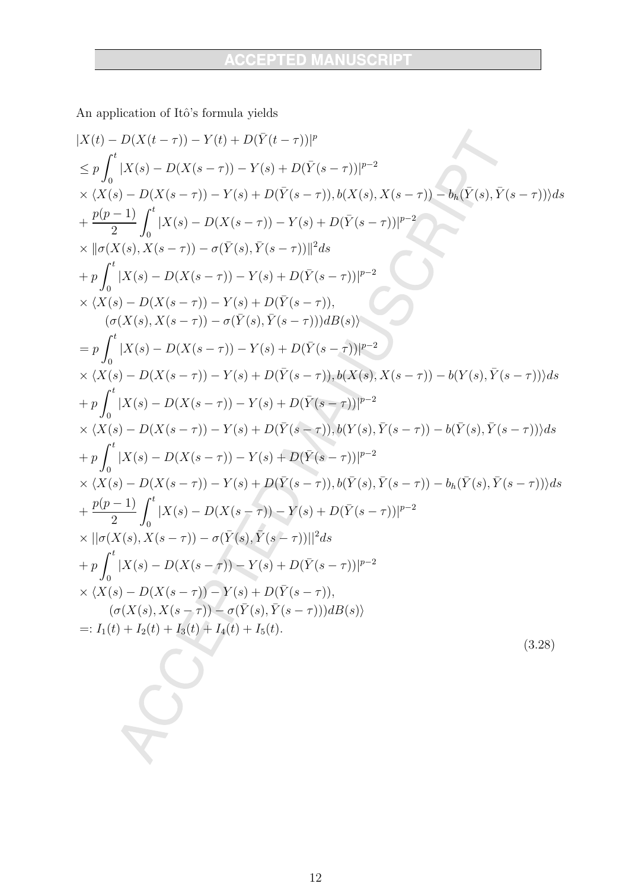An application of Itô's formula yields

$$
\begin{aligned}
&|X(t) - D(X(t-\tau)) - Y(t) + D(\bar{Y}(t-\tau))|^p \\
&\leq p\int_0^t |X(s) - D(X(s-\tau)) - Y(s) + D(\bar{Y}(s-\tau))|^{p-2} \\
&\times \langle X(s) - D(X(s-\tau)) - Y(s) + D(\bar{Y}(s-\tau)), b(X(s), X(s-\tau)) - b_h(\bar{Y}(s), \bar{Y}(s-\tau))\rangle ds \\
&+ \frac{p(p-1)}{2}\int_0^t |X(s) - D(X(s-\tau)) - Y(s) + D(\bar{Y}(s-\tau))|^{p-2} \\
&\times \|\sigma(X(s), X(s-\tau)) - \sigma(\bar{Y}(s), \bar{Y}(s-\tau))\|^2 ds \\
&+ p\int_0^t |X(s) - D(X(s-\tau)) - Y(s) + D(\bar{Y}(s-\tau))|^{p-2} \\
&\times \langle X(s) - D(X(s-\tau)) - Y(s) + D(\bar{Y}(s-\tau)), \\
&\qquad (\sigma(X(s), X(s-\tau)) - \sigma(\bar{Y}(s), \bar{Y}(s-\tau)))dB(s)\rangle \\
&= p\int_0^t |X(s) - D(X(s-\tau)) - Y(s) + D(\bar{Y}(s-\tau))|^{p-2} \\
&\times \langle X(s) - D(X(s-\tau)) - Y(s) + D(\bar{Y}(s-\tau)), b(X(s), X(s-\tau)) - b(Y(s), \bar{Y}(s-\tau))\rangle ds \\
&+ p\int_0^t |X(s) - D(X(s-\tau)) - Y(s) + D(\bar{Y}(s-\tau))|^{p-2} \\
&\times \langle X(s) - D(X(s-\tau)) - Y(s) + D(\bar{Y}(s-\tau)), b(Y(s), \bar{Y}(s-\tau)) - b(\bar{Y}(s), \bar{Y}(s-\tau))\rangle ds \\
&+ p\int_0^t |X(s) - D(X(s-\tau)) - Y(s) + D(\bar{Y}(s-\tau))|^{p-2} \\
&\times \langle X(s) - D(X(s-\tau)) - Y(s) + D(\bar{Y}(s-\tau)), b(\bar{Y}(s), \bar{Y}(s-\tau)) - b_h(\bar{Y}(s), \bar{Y}(s-\tau))\rangle ds \\
&+ \frac{p(p-1)}{2}\int_0^t |X(s) - D(X(s-\tau)) - Y(s) + D(\bar{Y}(s-\tau))|^{p-2} \\
&\times ||\sigma(X(s), X(s-\tau)) - \sigma(\bar{Y}(s), \bar{Y}(s-\tau))||^2 ds \\
&+ p\int_0^t |X(s) - D(X(s-\tau)) - Y(s) + D(\bar{Y}(s-\tau))|^{p-2} \\
&\times \langle X(s) - D(X(s-\tau)) - Y(s) + D(\bar{Y}(s-\tau)), \\
&\qquad (\sigma(X(s), X(s-\tau)) - \sigma(\bar{Y}(s), \bar{Y}(s-\tau)))dB(s)\rangle \\
&=: I_1(t) + I_2(t) + I_3(t) + I_4(t) + I_5(t).
\end{aligned}
\tag{3.28}
$$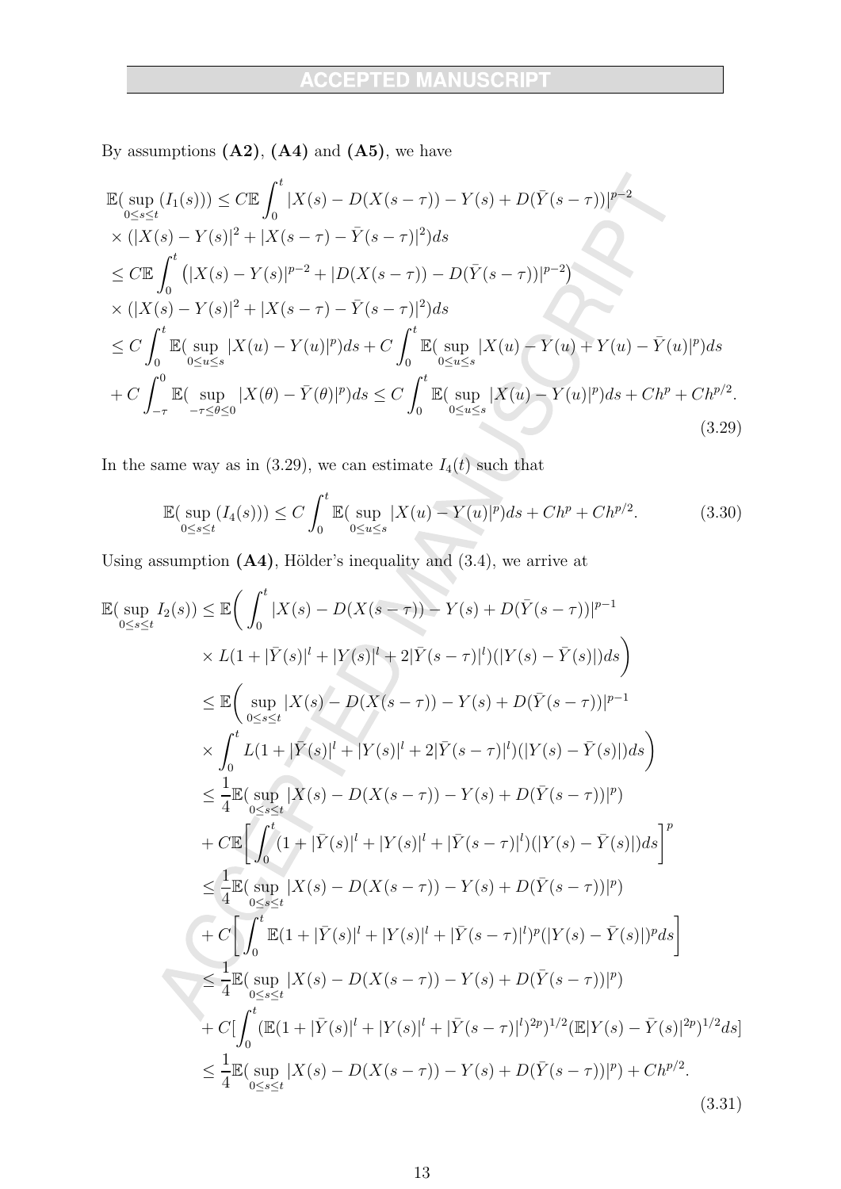By assumptions **(A2)**, **(A4)** and **(A5)**, we have

$$
\begin{aligned}
&\mathbb{E}(\sup_{0\leq s\leq t}(I_1(s))) \leq C\mathbb{E}\int_0^t |X(s)-D(X(s-\tau))-Y(s)+D(\bar{Y}(s-\tau))|^{p-2} \\
&\times (|X(s)-Y(s)|^2+|X(s-\tau)-\bar{Y}(s-\tau)|^2)ds \\
&\leq C\mathbb{E}\int_0^t \left(|X(s)-Y(s)|^{p-2}+|D(X(s-\tau))-D(\bar{Y}(s-\tau))|^{p-2}\right) \\
&\times (|X(s)-Y(s)|^2+|X(s-\tau)-\bar{Y}(s-\tau)|^2)ds \\
&\leq C\int_0^t \mathbb{E}(\sup_{0\leq u\leq s}|X(u)-Y(u)|^p)ds + C\int_0^t \mathbb{E}(\sup_{0\leq u\leq s}|X(u)-Y(u)+Y(u)-\bar{Y}(u)|^p)ds \\
&+C\int_{-\tau}^0 \mathbb{E}(\sup_{-\tau\leq\theta\leq 0}|X(\theta)-\bar{Y}(\theta)|^p)ds \leq C\int_0^t \mathbb{E}(\sup_{0\leq u\leq s}|X(u)-Y(u)|^p)ds + Ch^p + Ch^{p/2}.
\end{aligned}
\tag{3.29}
$$

In the same way as in (3.29), we can estimate $I_4(t)$ such that

$$
\mathbb{E}(\sup_{0\leq s\leq t}(I_4(s))) \leq C\int_0^t \mathbb{E}(\sup_{0\leq u\leq s}|X(u)-Y(u)|^p)ds + Ch^p + Ch^{p/2}. \tag{3.30}
$$

Using assumption **(A4)**, Hölder's inequality and (3.4), we arrive at

$$
\begin{aligned}
\mathbb{E}(\sup_{0\leq s\leq t} I_2(s)) &\leq \mathbb{E}\bigg(\int_0^t |X(s)-D(X(s-\tau))-Y(s)+D(\bar{Y}(s-\tau))|^{p-1} \\
&\times L(1+|\bar{Y}(s)|^l+|Y(s)|^l+2|\bar{Y}(s-\tau)|^l)(|Y(s)-\bar{Y}(s)|)ds\bigg) \\
&\leq \mathbb{E}\bigg(\sup_{0\leq s\leq t}|X(s)-D(X(s-\tau))-Y(s)+D(\bar{Y}(s-\tau))|^{p-1} \\
&\times \int_0^t L(1+|\bar{Y}(s)|^l+|Y(s)|^l+2|\bar{Y}(s-\tau)|^l)(|Y(s)-\bar{Y}(s)|)ds\bigg) \\
&\leq \frac{1}{4}\mathbb{E}(\sup_{0\leq s\leq t}|X(s)-D(X(s-\tau))-Y(s)+D(\bar{Y}(s-\tau))|^p) \\
&+C\mathbb{E}\bigg[\int_0^t (1+|\bar{Y}(s)|^l+|Y(s)|^l+|\bar{Y}(s-\tau)|^l)(|Y(s)-\bar{Y}(s)|)ds\bigg]^p \\
&\leq \frac{1}{4}\mathbb{E}(\sup_{0\leq s\leq t}|X(s)-D(X(s-\tau))-Y(s)+D(\bar{Y}(s-\tau))|^p) \\
&+C\bigg[\int_0^t \mathbb{E}(1+|\bar{Y}(s)|^l+|Y(s)|^l+|\bar{Y}(s-\tau)|^l)^p(|Y(s)-\bar{Y}(s)|)^p ds\bigg] \\
&\leq \frac{1}{4}\mathbb{E}(\sup_{0\leq s\leq t}|X(s)-D(X(s-\tau))-Y(s)+D(\bar{Y}(s-\tau))|^p) \\
&+C[\int_0^t (\mathbb{E}(1+|\bar{Y}(s)|^l+|Y(s)|^l+|\bar{Y}(s-\tau)|^l)^{2p})^{1/2}(\mathbb{E}|Y(s)-\bar{Y}(s)|^{2p})^{1/2}ds] \\
&\leq \frac{1}{4}\mathbb{E}(\sup_{0\leq s\leq t}|X(s)-D(X(s-\tau))-Y(s)+D(\bar{Y}(s-\tau))|^p) + Ch^{p/2}.
\end{aligned}
\tag{3.31}
$$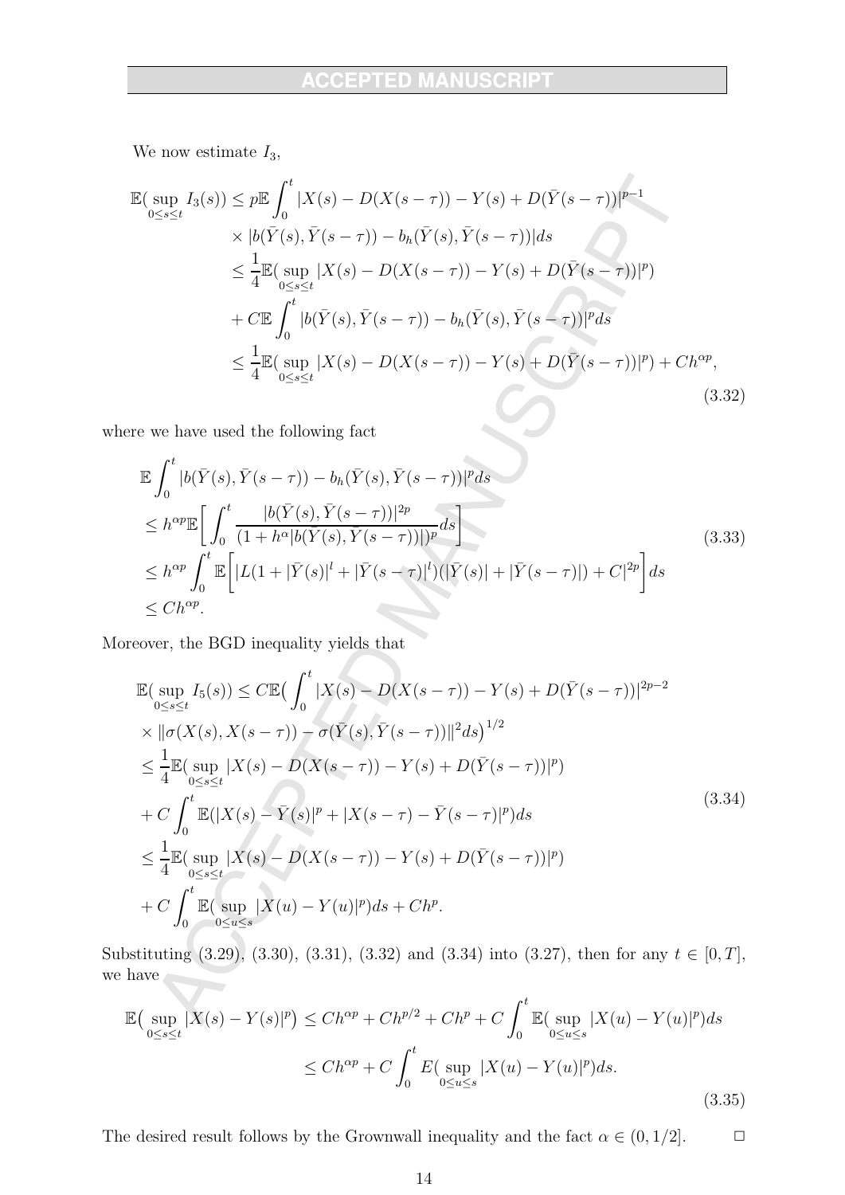We now estimate $I_3$,

$$
\begin{aligned}
\mathbb{E}(\sup_{0\le s\le t} I_3(s)) &\le p\mathbb{E}\int_0^t |X(s)-D(X(s-\tau))-Y(s)+D(\bar{Y}(s-\tau))|^{p-1} \\
&\quad \times |b(\bar{Y}(s),\bar{Y}(s-\tau))-b_h(\bar{Y}(s),\bar{Y}(s-\tau))|ds \\
&\le \frac{1}{4}\mathbb{E}(\sup_{0\le s\le t}|X(s)-D(X(s-\tau))-Y(s)+D(\bar{Y}(s-\tau))|^p) \\
&\quad + C\mathbb{E}\int_0^t |b(\bar{Y}(s),\bar{Y}(s-\tau))-b_h(\bar{Y}(s),\bar{Y}(s-\tau))|^p ds \\
&\le \frac{1}{4}\mathbb{E}(\sup_{0\le s\le t}|X(s)-D(X(s-\tau))-Y(s)+D(\bar{Y}(s-\tau))|^p) + Ch^{\alpha p},
\end{aligned}
\tag{3.32}
$$

where we have used the following fact

$$
\begin{aligned}
&\mathbb{E}\int_0^t |b(\bar{Y}(s),\bar{Y}(s-\tau))-b_h(\bar{Y}(s),\bar{Y}(s-\tau))|^p ds \\
&\le h^{\alpha p}\mathbb{E}\bigg[\int_0^t \frac{|b(\bar{Y}(s),\bar{Y}(s-\tau))|^{2p}}{(1+h^\alpha|b(\bar{Y}(s),\bar{Y}(s-\tau))|)^p}ds\bigg] \\
&\le h^{\alpha p}\int_0^t \mathbb{E}\bigg[\big|L(1+|\bar{Y}(s)|^l+|\bar{Y}(s-\tau)|^l)(|\bar{Y}(s)|+|\bar{Y}(s-\tau)|)+C\big|^{2p}\bigg]ds \\
&\le Ch^{\alpha p}.
\end{aligned}
\tag{3.33}
$$

Moreover, the BGD inequality yields that

$$
\begin{aligned}
&\mathbb{E}(\sup_{0\le s\le t} I_5(s)) \le C\mathbb{E}\big(\int_0^t |X(s)-D(X(s-\tau))-Y(s)+D(\bar{Y}(s-\tau))|^{2p-2} \\
&\times \|\sigma(X(s),X(s-\tau))-\sigma(\bar{Y}(s),\bar{Y}(s-\tau))\|^2 ds\big)^{1/2} \\
&\le \frac{1}{4}\mathbb{E}(\sup_{0\le s\le t}|X(s)-D(X(s-\tau))-Y(s)+D(\bar{Y}(s-\tau))|^p) \\
&+ C\int_0^t \mathbb{E}(|X(s)-\bar{Y}(s)|^p+|X(s-\tau)-\bar{Y}(s-\tau)|^p)ds \\
&\le \frac{1}{4}\mathbb{E}(\sup_{0\le s\le t}|X(s)-D(X(s-\tau))-Y(s)+D(\bar{Y}(s-\tau))|^p) \\
&+ C\int_0^t \mathbb{E}(\sup_{0\le u\le s}|X(u)-Y(u)|^p)ds + Ch^p.
\end{aligned}
\tag{3.34}
$$

Substituting (3.29), (3.30), (3.31), (3.32) and (3.34) into (3.27), then for any $t\in[0,T]$, we have

$$
\begin{aligned}
\mathbb{E}\big(\sup_{0\le s\le t}|X(s)-Y(s)|^p\big) &\le Ch^{\alpha p}+Ch^{p/2}+Ch^p+C\int_0^t \mathbb{E}(\sup_{0\le u\le s}|X(u)-Y(u)|^p)ds \\
&\le Ch^{\alpha p}+C\int_0^t E(\sup_{0\le u\le s}|X(u)-Y(u)|^p)ds.
\end{aligned}
\tag{3.35}
$$

The desired result follows by the Grownwall inequality and the fact $\alpha\in(0,1/2]$. $\square$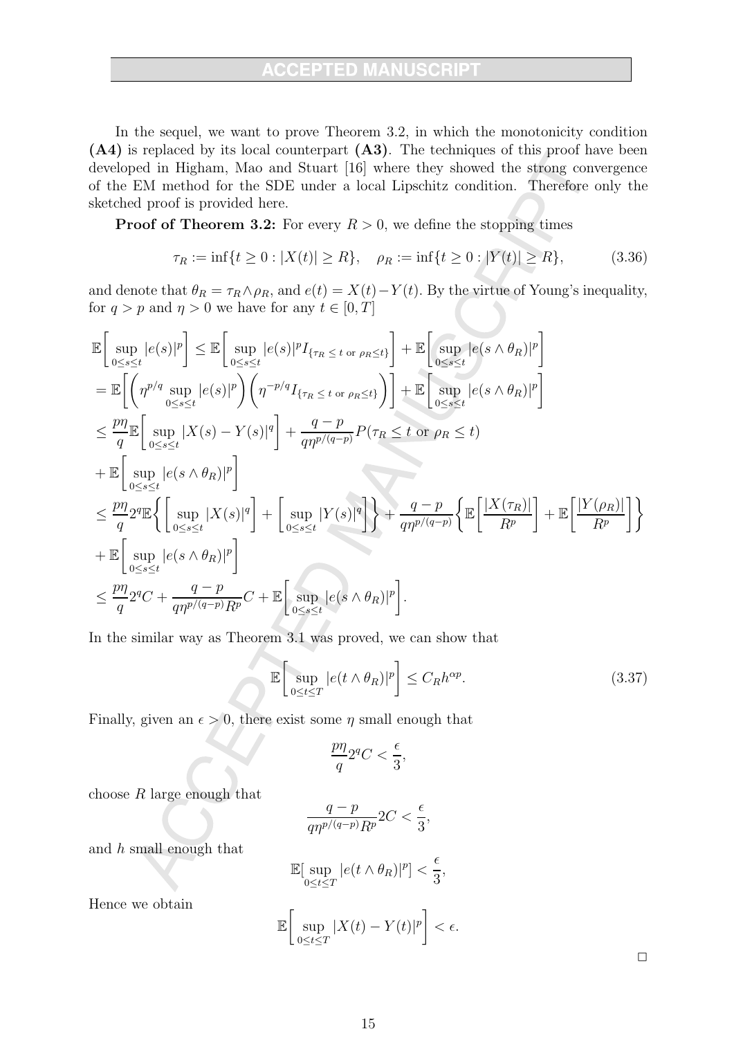In the sequel, we want to prove Theorem 3.2, in which the monotonicity condition **(A4)** is replaced by its local counterpart **(A3)**. The techniques of this proof have been developed in Higham, Mao and Stuart [16] where they showed the strong convergence of the EM method for the SDE under a local Lipschitz condition. Therefore only the sketched proof is provided here.

**Proof of Theorem 3.2:** For every $R > 0$, we define the stopping times

$$\tau_R := \inf\{t \geq 0 : |X(t)| \geq R\}, \quad \rho_R := \inf\{t \geq 0 : |Y(t)| \geq R\}, \tag{3.36}$$

and denote that $\theta_R = \tau_R \wedge \rho_R$, and $e(t) = X(t) - Y(t)$. By the virtue of Young's inequality, for $q > p$ and $\eta > 0$ we have for any $t \in [0, T]$

$$\begin{aligned}
&\mathbb{E}\bigg[\sup_{0\leq s\leq t}|e(s)|^p\bigg] \leq \mathbb{E}\bigg[\sup_{0\leq s\leq t}|e(s)|^p I_{\{\tau_R \leq t \text{ or } \rho_R \leq t\}}\bigg] + \mathbb{E}\bigg[\sup_{0\leq s\leq t}|e(s\wedge\theta_R)|^p\bigg] \\
&= \mathbb{E}\bigg[\bigg(\eta^{p/q}\sup_{0\leq s\leq t}|e(s)|^p\bigg)\bigg(\eta^{-p/q}I_{\{\tau_R \leq t \text{ or } \rho_R \leq t\}}\bigg)\bigg] + \mathbb{E}\bigg[\sup_{0\leq s\leq t}|e(s\wedge\theta_R)|^p\bigg] \\
&\leq \frac{p\eta}{q}\mathbb{E}\bigg[\sup_{0\leq s\leq t}|X(s)-Y(s)|^q\bigg] + \frac{q-p}{q\eta^{p/(q-p)}}P(\tau_R \leq t \text{ or } \rho_R \leq t) \\
&+ \mathbb{E}\bigg[\sup_{0\leq s\leq t}|e(s\wedge\theta_R)|^p\bigg] \\
&\leq \frac{p\eta}{q}2^q\mathbb{E}\bigg\{\bigg[\sup_{0\leq s\leq t}|X(s)|^q\bigg] + \bigg[\sup_{0\leq s\leq t}|Y(s)|^q\bigg]\bigg\} + \frac{q-p}{q\eta^{p/(q-p)}}\bigg\{\mathbb{E}\bigg[\frac{|X(\tau_R)|}{R^p}\bigg] + \mathbb{E}\bigg[\frac{|Y(\rho_R)|}{R^p}\bigg]\bigg\} \\
&+ \mathbb{E}\bigg[\sup_{0\leq s\leq t}|e(s\wedge\theta_R)|^p\bigg] \\
&\leq \frac{p\eta}{q}2^q C + \frac{q-p}{q\eta^{p/(q-p)}R^p}C + \mathbb{E}\bigg[\sup_{0\leq s\leq t}|e(s\wedge\theta_R)|^p\bigg].
\end{aligned}$$

In the similar way as Theorem 3.1 was proved, we can show that

$$\mathbb{E}\bigg[\sup_{0\leq t\leq T}|e(t\wedge\theta_R)|^p\bigg] \leq C_R h^{\alpha p}. \tag{3.37}$$

Finally, given an $\epsilon > 0$, there exist some $\eta$ small enough that

$$\frac{p\eta}{q}2^q C < \frac{\epsilon}{3},$$

choose $R$ large enough that

$$\frac{q-p}{q\eta^{p/(q-p)}R^p}2C < \frac{\epsilon}{3},$$

and $h$ small enough that

$$\mathbb{E}[\sup_{0\leq t\leq T}|e(t\wedge\theta_R)|^p] < \frac{\epsilon}{3},$$

Hence we obtain

$$\mathbb{E}\bigg[\sup_{0\leq t\leq T}|X(t)-Y(t)|^p\bigg] < \epsilon.$$

□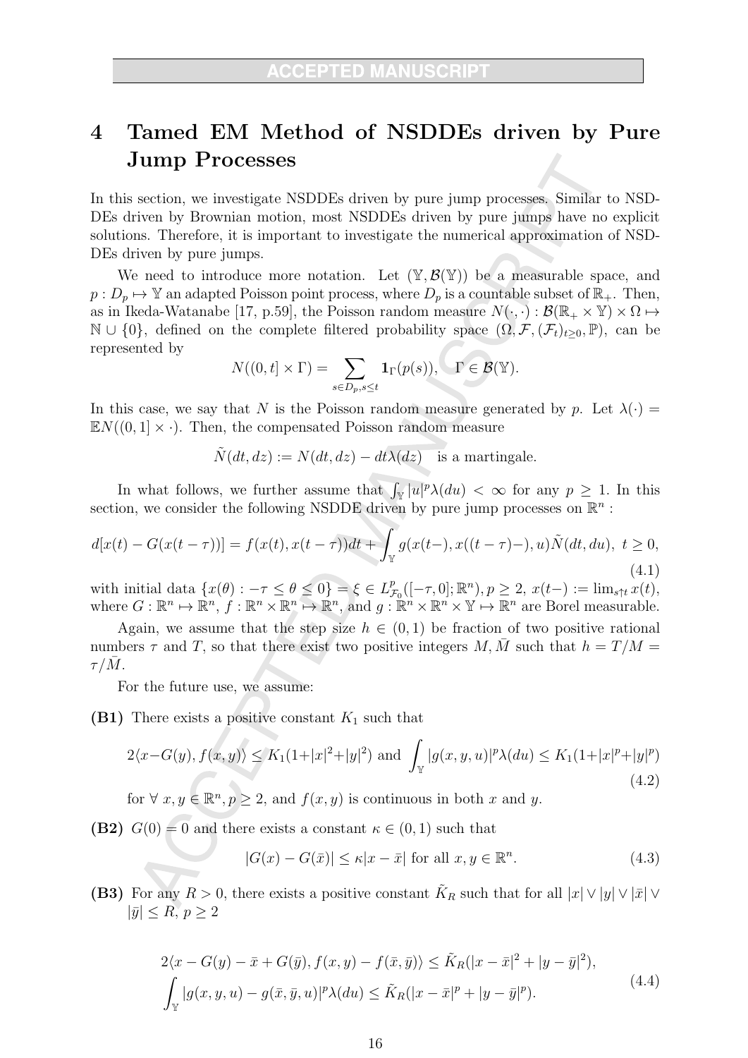# 4 Tamed EM Method of NSDDEs driven by Pure Jump Processes

In this section, we investigate NSDDEs driven by pure jump processes. Similar to NSDDEs driven by Brownian motion, most NSDDEs driven by pure jumps have no explicit solutions. Therefore, it is important to investigate the numerical approximation of NSDDEs driven by pure jumps.

We need to introduce more notation. Let $(\mathbb{Y}, \mathcal{B}(\mathbb{Y}))$ be a measurable space, and $p : D_p \mapsto \mathbb{Y}$ an adapted Poisson point process, where $D_p$ is a countable subset of $\mathbb{R}_+$. Then, as in Ikeda-Watanabe [17, p.59], the Poisson random measure $N(\cdot, \cdot) : \mathcal{B}(\mathbb{R}_+ \times \mathbb{Y}) \times \Omega \mapsto \mathbb{N} \cup \{0\}$, defined on the complete filtered probability space $(\Omega, \mathcal{F}, (\mathcal{F}_t)_{t\geq 0}, \mathbb{P})$, can be represented by

$$N((0,t] \times \Gamma) = \sum_{s\in D_p, s\leq t} \mathbf{1}_\Gamma(p(s)), \quad \Gamma \in \mathcal{B}(\mathbb{Y}).$$

In this case, we say that $N$ is the Poisson random measure generated by $p$. Let $\lambda(\cdot) = \mathbb{E}N((0,1] \times \cdot)$. Then, the compensated Poisson random measure

$$\tilde{N}(dt, dz) := N(dt, dz) - dt\lambda(dz) \quad \text{is a martingale.}$$

In what follows, we further assume that $\int_{\mathbb{Y}} |u|^p \lambda(du) < \infty$ for any $p \geq 1$. In this section, we consider the following NSDDE driven by pure jump processes on $\mathbb{R}^n$ :

$$d[x(t) - G(x(t-\tau))] = f(x(t), x(t-\tau))dt + \int_{\mathbb{Y}} g(x(t-), x((t-\tau)-), u)\tilde{N}(dt, du), \ t \geq 0, \tag{4.1}$$

with initial data $\{x(\theta) : -\tau \leq \theta \leq 0\} = \xi \in L^p_{\mathcal{F}_0}([-\tau, 0]; \mathbb{R}^n), p \geq 2$, $x(t-) := \lim_{s\uparrow t} x(t)$, where $G : \mathbb{R}^n \mapsto \mathbb{R}^n$, $f : \mathbb{R}^n \times \mathbb{R}^n \mapsto \mathbb{R}^n$, and $g : \mathbb{R}^n \times \mathbb{R}^n \times \mathbb{Y} \mapsto \mathbb{R}^n$ are Borel measurable.

Again, we assume that the step size $h \in (0,1)$ be fraction of two positive rational numbers $\tau$ and $T$, so that there exist two positive integers $M, \bar{M}$ such that $h = T/M = \tau/\bar{M}$.

For the future use, we assume:

**(B1)** There exists a positive constant $K_1$ such that

$$2\langle x - G(y), f(x,y)\rangle \leq K_1(1+|x|^2+|y|^2) \text{ and } \int_{\mathbb{Y}} |g(x,y,u)|^p \lambda(du) \leq K_1(1+|x|^p+|y|^p) \tag{4.2}$$

for $\forall \ x, y \in \mathbb{R}^n, p \geq 2$, and $f(x,y)$ is continuous in both $x$ and $y$.

**(B2)** $G(0) = 0$ and there exists a constant $\kappa \in (0,1)$ such that

$$|G(x) - G(\bar{x})| \leq \kappa|x - \bar{x}| \text{ for all } x, y \in \mathbb{R}^n. \tag{4.3}$$

**(B3)** For any $R > 0$, there exists a positive constant $\tilde{K}_R$ such that for all $|x| \vee |y| \vee |\bar{x}| \vee |\bar{y}| \leq R$, $p \geq 2$

$$\begin{aligned} &2\langle x - G(y) - \bar{x} + G(\bar{y}), f(x,y) - f(\bar{x},\bar{y})\rangle \leq \tilde{K}_R(|x-\bar{x}|^2 + |y-\bar{y}|^2), \\ &\int_{\mathbb{Y}} |g(x,y,u) - g(\bar{x},\bar{y},u)|^p \lambda(du) \leq \tilde{K}_R(|x-\bar{x}|^p + |y-\bar{y}|^p). \end{aligned} \tag{4.4}$$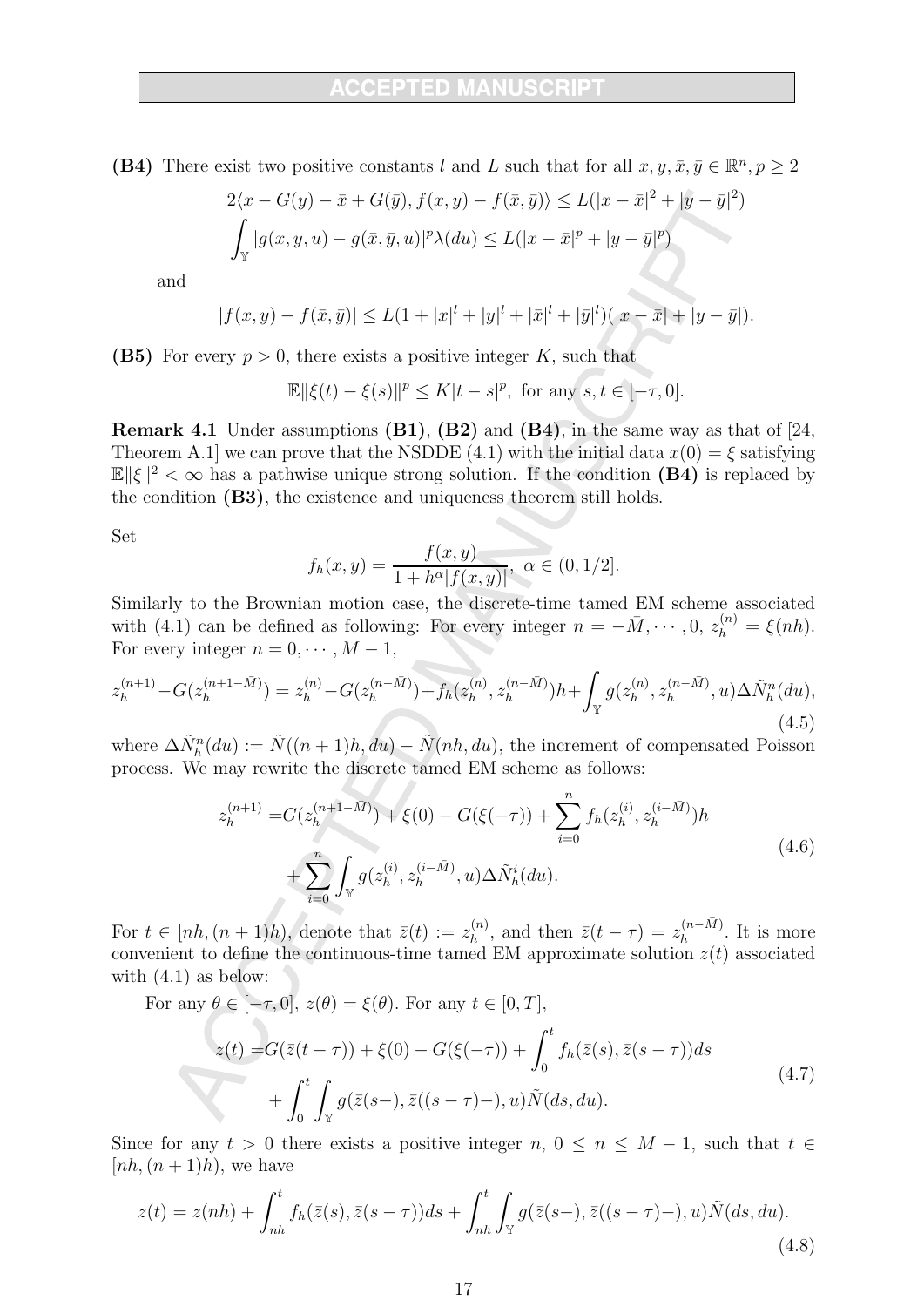**(B4)** There exist two positive constants $l$ and $L$ such that for all $x, y, \bar{x}, \bar{y} \in \mathbb{R}^n, p \geq 2$

$$2\langle x - G(y) - \bar{x} + G(\bar{y}), f(x,y) - f(\bar{x}, \bar{y})\rangle \leq L(|x - \bar{x}|^2 + |y - \bar{y}|^2)$$

$$\int_{\mathbb{Y}} |g(x,y,u) - g(\bar{x}, \bar{y}, u)|^p \lambda(du) \leq L(|x - \bar{x}|^p + |y - \bar{y}|^p)$$

and

$$|f(x,y) - f(\bar{x}, \bar{y})| \leq L(1 + |x|^l + |y|^l + |\bar{x}|^l + |\bar{y}|^l)(|x - \bar{x}| + |y - \bar{y}|).$$

**(B5)** For every $p > 0$, there exists a positive integer $K$, such that

$$\mathbb{E}\|\xi(t) - \xi(s)\|^p \leq K|t - s|^p, \text{ for any } s, t \in [-\tau, 0].$$

**Remark 4.1** Under assumptions **(B1)**, **(B2)** and **(B4)**, in the same way as that of [24, Theorem A.1] we can prove that the NSDDE (4.1) with the initial data $x(0) = \xi$ satisfying $\mathbb{E}\|\xi\|^2 < \infty$ has a pathwise unique strong solution. If the condition **(B4)** is replaced by the condition **(B3)**, the existence and uniqueness theorem still holds.

Set

$$f_h(x,y) = \frac{f(x,y)}{1 + h^\alpha |f(x,y)|}, \ \alpha \in (0, 1/2].$$

Similarly to the Brownian motion case, the discrete-time tamed EM scheme associated with (4.1) can be defined as following: For every integer $n = -\bar{M}, \cdots, 0$, $z_h^{(n)} = \xi(nh)$. For every integer $n = 0, \cdots, M-1$,

$$z_h^{(n+1)} - G(z_h^{(n+1-\bar{M})}) = z_h^{(n)} - G(z_h^{(n-\bar{M})}) + f_h(z_h^{(n)}, z_h^{(n-\bar{M})})h + \int_{\mathbb{Y}} g(z_h^{(n)}, z_h^{(n-\bar{M})}, u)\Delta\tilde{N}_h^n(du), \tag{4.5}$$

where $\Delta\tilde{N}_h^n(du) := \tilde{N}((n+1)h, du) - \tilde{N}(nh, du)$, the increment of compensated Poisson process. We may rewrite the discrete tamed EM scheme as follows:

$$\begin{aligned} z_h^{(n+1)} =& G(z_h^{(n+1-\bar{M})}) + \xi(0) - G(\xi(-\tau)) + \sum_{i=0}^{n} f_h(z_h^{(i)}, z_h^{(i-\bar{M})})h \\ &+ \sum_{i=0}^{n} \int_{\mathbb{Y}} g(z_h^{(i)}, z_h^{(i-\bar{M})}, u)\Delta\tilde{N}_h^i(du). \end{aligned} \tag{4.6}$$

For $t \in [nh, (n+1)h)$, denote that $\bar{z}(t) := z_h^{(n)}$, and then $\bar{z}(t - \tau) = z_h^{(n-\bar{M})}$. It is more convenient to define the continuous-time tamed EM approximate solution $z(t)$ associated with (4.1) as below:

For any $\theta \in [-\tau, 0]$, $z(\theta) = \xi(\theta)$. For any $t \in [0, T]$,

$$\begin{aligned} z(t) =& G(\bar{z}(t - \tau)) + \xi(0) - G(\xi(-\tau)) + \int_0^t f_h(\bar{z}(s), \bar{z}(s - \tau))ds \\ &+ \int_0^t \int_{\mathbb{Y}} g(\bar{z}(s-), \bar{z}((s - \tau)-), u)\tilde{N}(ds, du). \end{aligned} \tag{4.7}$$

Since for any $t > 0$ there exists a positive integer $n$, $0 \leq n \leq M - 1$, such that $t \in [nh, (n+1)h)$, we have

$$z(t) = z(nh) + \int_{nh}^t f_h(\bar{z}(s), \bar{z}(s - \tau))ds + \int_{nh}^t \int_{\mathbb{Y}} g(\bar{z}(s-), \bar{z}((s - \tau)-), u)\tilde{N}(ds, du). \tag{4.8}$$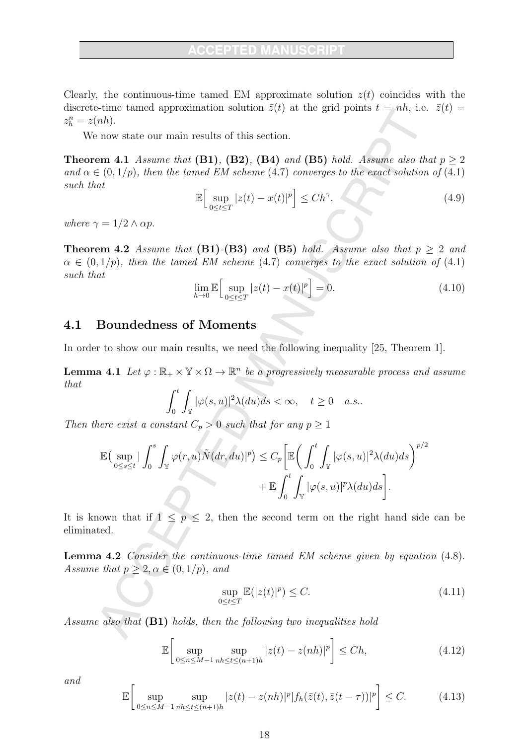Clearly, the continuous-time tamed EM approximate solution $z(t)$ coincides with the discrete-time tamed approximation solution $\bar{z}(t)$ at the grid points $t = nh$, i.e. $\bar{z}(t) = z_h^n = z(nh)$.

We now state our main results of this section.

**Theorem 4.1** *Assume that* **(B1)***,* **(B2)***,* **(B4)** *and* **(B5)** *hold. Assume also that $p \geq 2$ and $\alpha \in (0, 1/p)$, then the tamed EM scheme* (4.7) *converges to the exact solution of* (4.1) *such that*

$$\mathbb{E}\Big[\sup_{0\leq t\leq T} |z(t) - x(t)|^p\Big] \leq Ch^\gamma, \tag{4.9}$$

*where $\gamma = 1/2 \wedge \alpha p$.*

**Theorem 4.2** *Assume that* **(B1)***-***(B3)** *and* **(B5)** *hold. Assume also that $p \geq 2$ and $\alpha \in (0, 1/p)$, then the tamed EM scheme* (4.7) *converges to the exact solution of* (4.1) *such that*

$$\lim_{h\to 0} \mathbb{E}\Big[\sup_{0\leq t\leq T} |z(t) - x(t)|^p\Big] = 0. \tag{4.10}$$

## 4.1 Boundedness of Moments

In order to show our main results, we need the following inequality [25, Theorem 1].

**Lemma 4.1** *Let $\varphi : \mathbb{R}_+ \times \mathbb{Y} \times \Omega \to \mathbb{R}^n$ be a progressively measurable process and assume that*

$$\int_0^t \int_{\mathbb{Y}} |\varphi(s, u)|^2 \lambda(du) ds < \infty, \quad t \geq 0 \quad a.s..$$

*Then there exist a constant $C_p > 0$ such that for any $p \geq 1$*

$$\mathbb{E}\big(\sup_{0\leq s\leq t} |\int_0^s \int_{\mathbb{Y}} \varphi(r, u)\tilde{N}(dr, du)|^p\big) \leq C_p\Big[\mathbb{E}\Big(\int_0^t \int_{\mathbb{Y}} |\varphi(s, u)|^2 \lambda(du) ds\Big)^{p/2} + \mathbb{E}\int_0^t \int_{\mathbb{Y}} |\varphi(s, u)|^p \lambda(du) ds\Big].$$

It is known that if $1 \leq p \leq 2$, then the second term on the right hand side can be eliminated.

**Lemma 4.2** *Consider the continuous-time tamed EM scheme given by equation* (4.8)*. Assume that $p \geq 2, \alpha \in (0, 1/p)$, and*

$$\sup_{0\leq t\leq T} \mathbb{E}(|z(t)|^p) \leq C. \tag{4.11}$$

*Assume also that* **(B1)** *holds, then the following two inequalities hold*

$$\mathbb{E}\Bigg[\sup_{0\leq n\leq M-1} \sup_{nh\leq t\leq (n+1)h} |z(t) - z(nh)|^p\Bigg] \leq Ch, \tag{4.12}$$

*and*

$$\mathbb{E}\Bigg[\sup_{0\leq n\leq M-1} \sup_{nh\leq t\leq (n+1)h} |z(t) - z(nh)|^p |f_h(\bar{z}(t), \bar{z}(t-\tau))|^p\Bigg] \leq C. \tag{4.13}$$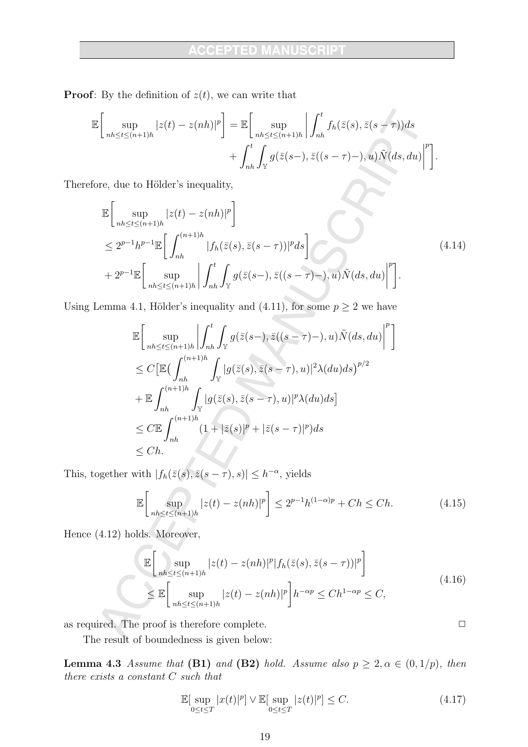**Proof**: By the definition of $z(t)$, we can write that

$$
\begin{aligned}
\mathbb{E}\bigg[\sup_{nh\le t\le (n+1)h}|z(t)-z(nh)|^p\bigg] = \mathbb{E}\bigg[\sup_{nh\le t\le (n+1)h}\bigg|\int_{nh}^t f_h(\bar z(s),\bar z(s-\tau))ds \\
+\int_{nh}^t\int_{\mathbb{Y}} g(\bar z(s-),\bar z((s-\tau)-),u)\tilde N(ds,du)\bigg|^p\bigg].
\end{aligned}
$$

Therefore, due to Hölder's inequality,

$$
\begin{aligned}
&\mathbb{E}\bigg[\sup_{nh\le t\le (n+1)h}|z(t)-z(nh)|^p\bigg] \\
&\le 2^{p-1}h^{p-1}\mathbb{E}\bigg[\int_{nh}^{(n+1)h}|f_h(\bar z(s),\bar z(s-\tau))|^p ds\bigg] \\
&+2^{p-1}\mathbb{E}\bigg[\sup_{nh\le t\le (n+1)h}\bigg|\int_{nh}^t\int_{\mathbb{Y}} g(\bar z(s-),\bar z((s-\tau)-),u)\tilde N(ds,du)\bigg|^p\bigg].
\end{aligned}
\tag{4.14}
$$

Using Lemma 4.1, Hölder's inequality and (4.11), for some $p\ge 2$ we have

$$
\begin{aligned}
&\mathbb{E}\bigg[\sup_{nh\le t\le (n+1)h}\bigg|\int_{nh}^t\int_{\mathbb{Y}} g(\bar z(s-),\bar z((s-\tau)-),u)\tilde N(ds,du)\bigg|^p\bigg] \\
&\le C\big[\mathbb{E}\big(\int_{nh}^{(n+1)h}\int_{\mathbb{Y}}|g(\bar z(s),\bar z(s-\tau),u)|^2\lambda(du)ds\big)^{p/2} \\
&+\mathbb{E}\int_{nh}^{(n+1)h}\int_{\mathbb{Y}}|g(\bar z(s),\bar z(s-\tau),u)|^p\lambda(du)ds\big] \\
&\le C\mathbb{E}\int_{nh}^{(n+1)h}(1+|\bar z(s)|^p+|\bar z(s-\tau)|^p)ds \\
&\le Ch.
\end{aligned}
$$

This, together with $|f_h(\bar z(s),\bar z(s-\tau),s)|\le h^{-\alpha}$, yields

$$
\mathbb{E}\bigg[\sup_{nh\le t\le (n+1)h}|z(t)-z(nh)|^p\bigg]\le 2^{p-1}h^{(1-\alpha)p}+Ch\le Ch. \tag{4.15}
$$

Hence (4.12) holds. Moreover,

$$
\begin{aligned}
&\mathbb{E}\bigg[\sup_{nh\le t\le (n+1)h}|z(t)-z(nh)|^p|f_h(\bar z(s),\bar z(s-\tau))|^p\bigg] \\
&\le \mathbb{E}\bigg[\sup_{nh\le t\le (n+1)h}|z(t)-z(nh)|^p\bigg]h^{-\alpha p}\le Ch^{1-\alpha p}\le C,
\end{aligned}
\tag{4.16}
$$

as required. The proof is therefore complete. □

The result of boundedness is given below:

**Lemma 4.3** *Assume that* **(B1)** *and* **(B2)** *hold. Assume also $p\ge 2,\alpha\in(0,1/p)$, then there exists a constant $C$ such that*

$$
\mathbb{E}[\sup_{0\le t\le T}|x(t)|^p]\vee\mathbb{E}[\sup_{0\le t\le T}|z(t)|^p]\le C. \tag{4.17}
$$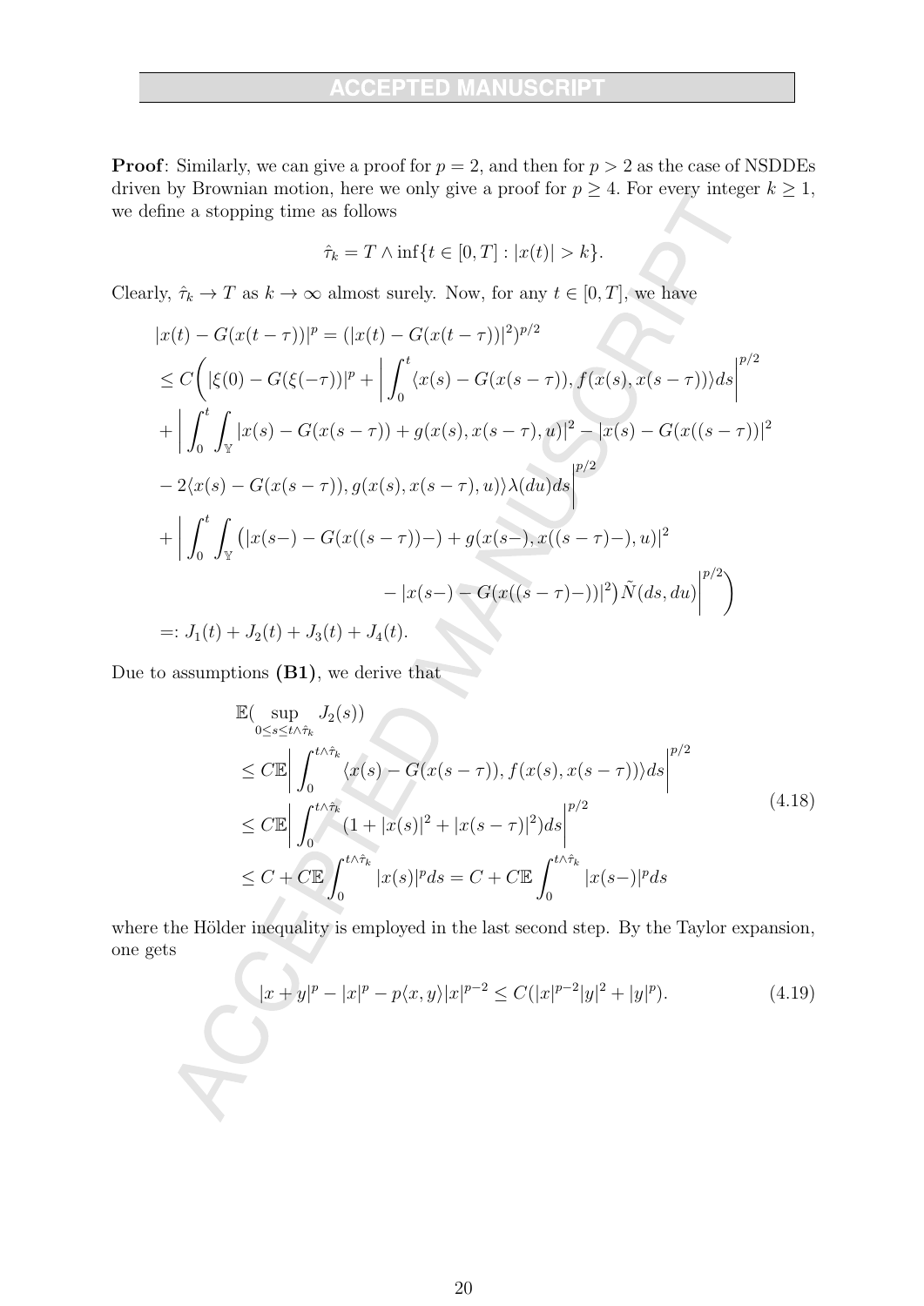**Proof**: Similarly, we can give a proof for $p = 2$, and then for $p > 2$ as the case of NSDDEs driven by Brownian motion, here we only give a proof for $p \geq 4$. For every integer $k \geq 1$, we define a stopping time as follows

$$\hat{\tau}_k = T \wedge \inf\{t \in [0, T] : |x(t)| > k\}.$$

Clearly, $\hat{\tau}_k \to T$ as $k \to \infty$ almost surely. Now, for any $t \in [0, T]$, we have

$$
\begin{aligned}
&|x(t) - G(x(t-\tau))|^p = (|x(t) - G(x(t-\tau))|^2)^{p/2} \\
&\leq C\bigg( |\xi(0) - G(\xi(-\tau))|^p + \bigg| \int_0^t \langle x(s) - G(x(s-\tau)), f(x(s), x(s-\tau)) \rangle ds \bigg|^{p/2} \\
&+ \bigg| \int_0^t \int_{\mathbb{Y}} |x(s) - G(x(s-\tau)) + g(x(s), x(s-\tau), u)|^2 - |x(s) - G(x((s-\tau))|^2 \\
&- 2\langle x(s) - G(x(s-\tau)), g(x(s), x(s-\tau), u) \rangle \lambda(du) ds \bigg|^{p/2} \\
&+ \bigg| \int_0^t \int_{\mathbb{Y}} \big( |x(s-) - G(x((s-\tau))-) + g(x(s-), x((s-\tau)-), u)|^2 \\
&\qquad\qquad\qquad - |x(s-) - G(x((s-\tau)-))|^2 \big) \tilde{N}(ds, du) \bigg|^{p/2} \bigg) \\
&=: J_1(t) + J_2(t) + J_3(t) + J_4(t).
\end{aligned}
$$

Due to assumptions **(B1)**, we derive that

$$
\begin{aligned}
&\mathbb{E}(\sup_{0 \leq s \leq t \wedge \hat{\tau}_k} J_2(s)) \\
&\leq C\mathbb{E}\bigg| \int_0^{t \wedge \hat{\tau}_k} \langle x(s) - G(x(s-\tau)), f(x(s), x(s-\tau)) \rangle ds \bigg|^{p/2} \\
&\leq C\mathbb{E}\bigg| \int_0^{t \wedge \hat{\tau}_k} (1 + |x(s)|^2 + |x(s-\tau)|^2) ds \bigg|^{p/2} \\
&\leq C + C\mathbb{E} \int_0^{t \wedge \hat{\tau}_k} |x(s)|^p ds = C + C\mathbb{E} \int_0^{t \wedge \hat{\tau}_k} |x(s-)|^p ds
\end{aligned}
\tag{4.18}
$$

where the Hölder inequality is employed in the last second step. By the Taylor expansion, one gets

$$|x + y|^p - |x|^p - p\langle x, y \rangle |x|^{p-2} \leq C(|x|^{p-2}|y|^2 + |y|^p). \tag{4.19}$$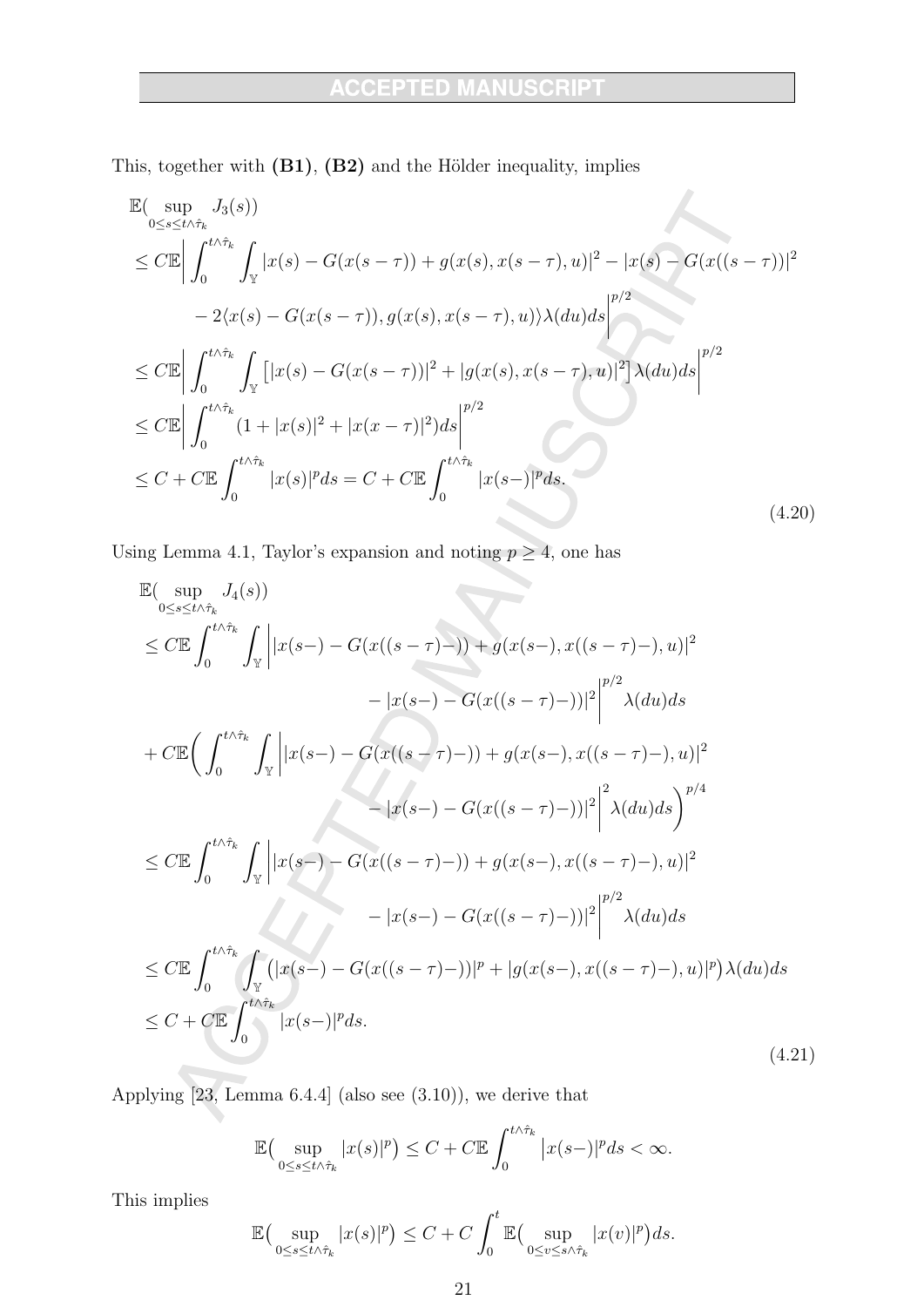This, together with **(B1)**, **(B2)** and the Hölder inequality, implies

$$
\begin{aligned}
&\mathbb{E}\big(\sup_{0\le s\le t\wedge\hat{\tau}_k} J_3(s)\big)\\
&\le C\mathbb{E}\bigg|\int_0^{t\wedge\hat{\tau}_k}\int_{\mathbb{Y}} |x(s)-G(x(s-\tau))+g(x(s),x(s-\tau),u)|^2-|x(s)-G(x((s-\tau))|^2\\
&\qquad -2\langle x(s)-G(x(s-\tau)),g(x(s),x(s-\tau),u)\rangle\lambda(du)ds\bigg|^{p/2}\\
&\le C\mathbb{E}\bigg|\int_0^{t\wedge\hat{\tau}_k}\int_{\mathbb{Y}}\big[|x(s)-G(x(s-\tau))|^2+|g(x(s),x(s-\tau),u)|^2\big]\lambda(du)ds\bigg|^{p/2}\\
&\le C\mathbb{E}\bigg|\int_0^{t\wedge\hat{\tau}_k}(1+|x(s)|^2+|x(x-\tau)|^2)ds\bigg|^{p/2}\\
&\le C+C\mathbb{E}\int_0^{t\wedge\hat{\tau}_k}|x(s)|^p ds = C+C\mathbb{E}\int_0^{t\wedge\hat{\tau}_k}|x(s-)|^p ds.
\end{aligned}
\tag{4.20}
$$

Using Lemma 4.1, Taylor's expansion and noting $p\ge 4$, one has

$$
\begin{aligned}
&\mathbb{E}\big(\sup_{0\le s\le t\wedge\hat{\tau}_k} J_4(s)\big)\\
&\le C\mathbb{E}\int_0^{t\wedge\hat{\tau}_k}\int_{\mathbb{Y}}\bigg||x(s-)-G(x((s-\tau)-))+g(x(s-),x((s-\tau)-),u)|^2\\
&\qquad\qquad -|x(s-)-G(x((s-\tau)-))|^2\bigg|^{p/2}\lambda(du)ds\\
&+C\mathbb{E}\bigg(\int_0^{t\wedge\hat{\tau}_k}\int_{\mathbb{Y}}\bigg||x(s-)-G(x((s-\tau)-))+g(x(s-),x((s-\tau)-),u)|^2\\
&\qquad\qquad -|x(s-)-G(x((s-\tau)-))|^2\bigg|^2\lambda(du)ds\bigg)^{p/4}\\
&\le C\mathbb{E}\int_0^{t\wedge\hat{\tau}_k}\int_{\mathbb{Y}}\bigg||x(s-)-G(x((s-\tau)-))+g(x(s-),x((s-\tau)-),u)|^2\\
&\qquad\qquad -|x(s-)-G(x((s-\tau)-))|^2\bigg|^{p/2}\lambda(du)ds\\
&\le C\mathbb{E}\int_0^{t\wedge\hat{\tau}_k}\int_{\mathbb{Y}}\big(|x(s-)-G(x((s-\tau)-))|^p+|g(x(s-),x((s-\tau)-),u)|^p\big)\lambda(du)ds\\
&\le C+C\mathbb{E}\int_0^{t\wedge\hat{\tau}_k}|x(s-)|^p ds.
\end{aligned}
\tag{4.21}
$$

Applying [23, Lemma 6.4.4] (also see (3.10)), we derive that

$$
\mathbb{E}\big(\sup_{0\le s\le t\wedge\hat{\tau}_k}|x(s)|^p\big)\le C+C\mathbb{E}\int_0^{t\wedge\hat{\tau}_k}\big|x(s-)|^p ds<\infty.
$$

This implies

$$
\mathbb{E}\big(\sup_{0\le s\le t\wedge\hat{\tau}_k}|x(s)|^p\big)\le C+C\int_0^t\mathbb{E}\big(\sup_{0\le v\le s\wedge\hat{\tau}_k}|x(v)|^p\big)ds.
$$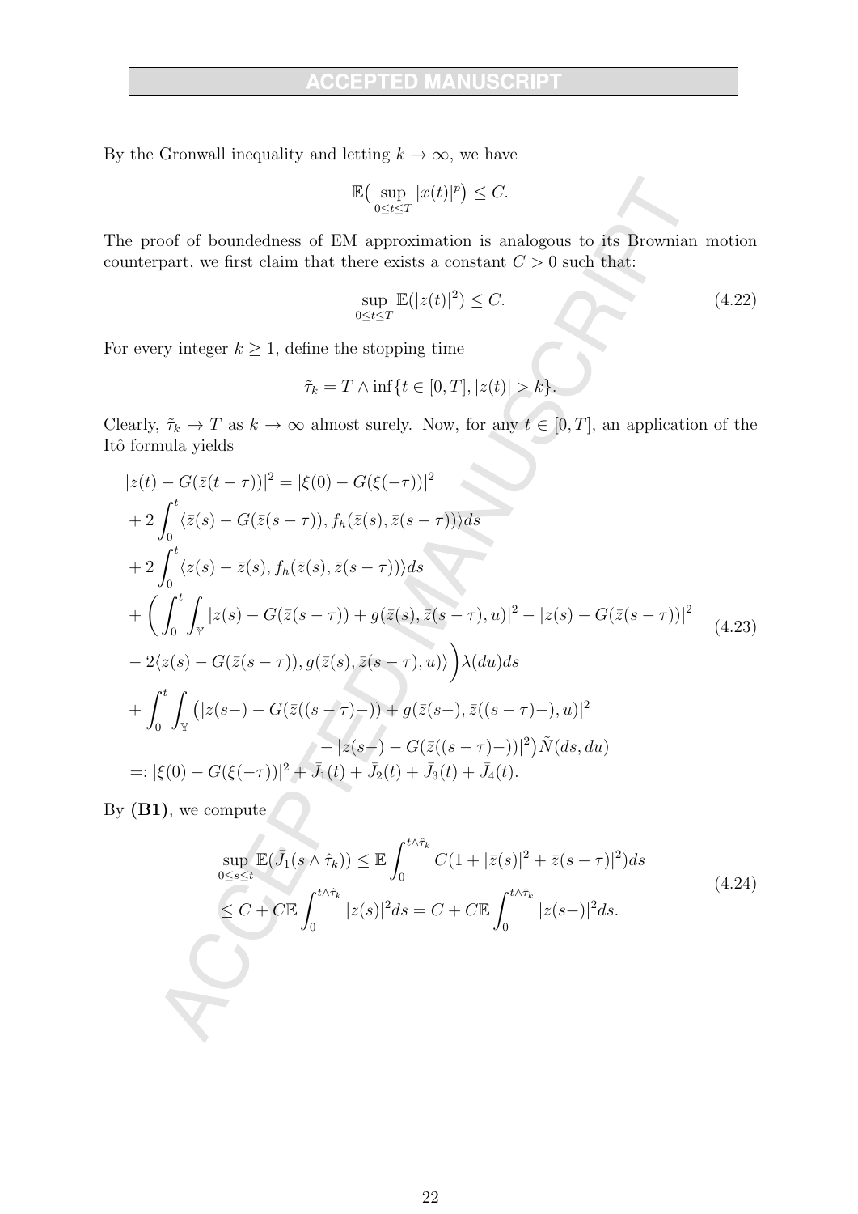By the Gronwall inequality and letting $k \to \infty$, we have

$$\mathbb{E}\big(\sup_{0\le t\le T}|x(t)|^p\big) \le C.$$

The proof of boundedness of EM approximation is analogous to its Brownian motion counterpart, we first claim that there exists a constant $C > 0$ such that:

$$\sup_{0\le t\le T}\mathbb{E}(|z(t)|^2) \le C. \tag{4.22}$$

For every integer $k \ge 1$, define the stopping time

$$\tilde{\tau}_k = T \wedge \inf\{t \in [0,T], |z(t)| > k\}.$$

Clearly, $\tilde{\tau}_k \to T$ as $k \to \infty$ almost surely. Now, for any $t \in [0,T]$, an application of the Itô formula yields

$$
\begin{aligned}
&|z(t) - G(\bar{z}(t-\tau))|^2 = |\xi(0) - G(\xi(-\tau))|^2 \\
&+ 2\int_0^t \langle \bar{z}(s) - G(\bar{z}(s-\tau)), f_h(\bar{z}(s), \bar{z}(s-\tau))\rangle ds \\
&+ 2\int_0^t \langle z(s) - \bar{z}(s), f_h(\bar{z}(s), \bar{z}(s-\tau))\rangle ds \\
&+ \bigg(\int_0^t \int_{\mathbb{Y}} |z(s) - G(\bar{z}(s-\tau)) + g(\bar{z}(s), \bar{z}(s-\tau), u)|^2 - |z(s) - G(\bar{z}(s-\tau))|^2 \\
&- 2\langle z(s) - G(\bar{z}(s-\tau)), g(\bar{z}(s), \bar{z}(s-\tau), u)\rangle\bigg)\lambda(du)ds \\
&+ \int_0^t \int_{\mathbb{Y}} \big(|z(s-) - G(\bar{z}((s-\tau)-)) + g(\bar{z}(s-), \bar{z}((s-\tau)-), u)|^2 \\
&\qquad\qquad - |z(s-) - G(\bar{z}((s-\tau)-))|^2\big)\tilde{N}(ds, du) \\
&=: |\xi(0) - G(\xi(-\tau))|^2 + \bar{J}_1(t) + \bar{J}_2(t) + \bar{J}_3(t) + \bar{J}_4(t).
\end{aligned}
\tag{4.23}
$$

By **(B1)**, we compute

$$
\begin{aligned}
\sup_{0\le s\le t}\mathbb{E}(\bar{J}_1(s\wedge\hat{\tau}_k)) &\le \mathbb{E}\int_0^{t\wedge\hat{\tau}_k} C(1 + |\bar{z}(s)|^2 + \bar{z}(s-\tau)|^2)ds \\
&\le C + C\mathbb{E}\int_0^{t\wedge\hat{\tau}_k} |z(s)|^2 ds = C + C\mathbb{E}\int_0^{t\wedge\hat{\tau}_k} |z(s-)|^2 ds.
\end{aligned}
\tag{4.24}
$$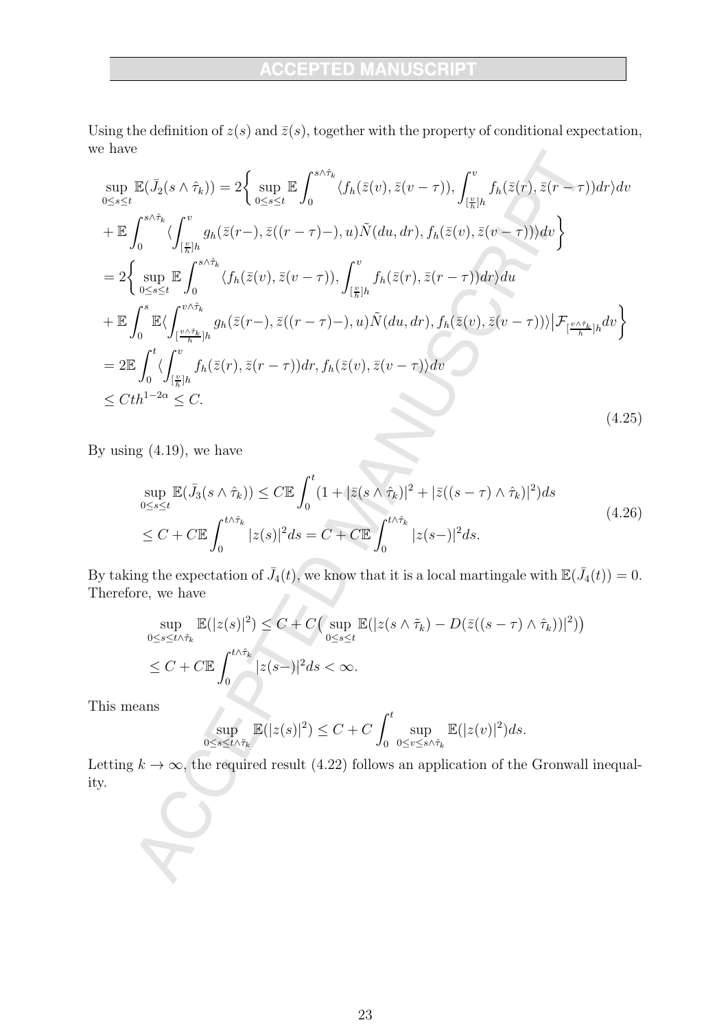Using the definition of $z(s)$ and $\bar{z}(s)$, together with the property of conditional expectation, we have

$$
\begin{aligned}
&\sup_{0\le s\le t}\mathbb{E}(\bar{J}_2(s\wedge\hat{\tau}_k)) = 2\bigg\{\sup_{0\le s\le t}\mathbb{E}\int_0^{s\wedge\hat{\tau}_k}\langle f_h(\bar{z}(v),\bar{z}(v-\tau)),\int_{[\frac{v}{h}]h}^{v} f_h(\bar{z}(r),\bar{z}(r-\tau))dr\rangle dv \\
&+\mathbb{E}\int_0^{s\wedge\hat{\tau}_k}\langle\int_{[\frac{v}{h}]h}^{v} g_h(\bar{z}(r-),\bar{z}((r-\tau)-),u)\tilde{N}(du,dr), f_h(\bar{z}(v),\bar{z}(v-\tau))\rangle dv\bigg\} \\
&=2\bigg\{\sup_{0\le s\le t}\mathbb{E}\int_0^{s\wedge\hat{\tau}_k}\langle f_h(\bar{z}(v),\bar{z}(v-\tau)),\int_{[\frac{v}{h}]h}^{v} f_h(\bar{z}(r),\bar{z}(r-\tau))dr\rangle du \\
&+\mathbb{E}\int_0^{s}\mathbb{E}\langle\int_{[\frac{v\wedge\hat{\tau}_k}{h}]h}^{v\wedge\hat{\tau}_k} g_h(\bar{z}(r-),\bar{z}((r-\tau)-),u)\tilde{N}(du,dr), f_h(\bar{z}(v),\bar{z}(v-\tau))\rangle\big|\mathcal{F}_{[\frac{v\wedge\hat{\tau}_k}{h}]h}dv\bigg\} \\
&=2\mathbb{E}\int_0^{t}\langle\int_{[\frac{v}{h}]h}^{v} f_h(\bar{z}(r),\bar{z}(r-\tau))dr, f_h(\bar{z}(v),\bar{z}(v-\tau))\rangle dv \\
&\le Cth^{1-2\alpha}\le C.
\end{aligned}
\tag{4.25}
$$

By using (4.19), we have

$$
\begin{aligned}
&\sup_{0\le s\le t}\mathbb{E}(\bar{J}_3(s\wedge\hat{\tau}_k)) \le C\mathbb{E}\int_0^t (1+|\bar{z}(s\wedge\hat{\tau}_k)|^2+|\bar{z}((s-\tau)\wedge\hat{\tau}_k)|^2)ds \\
&\le C + C\mathbb{E}\int_0^{t\wedge\hat{\tau}_k}|z(s)|^2 ds = C + C\mathbb{E}\int_0^{t\wedge\hat{\tau}_k}|z(s-)|^2 ds.
\end{aligned}
\tag{4.26}
$$

By taking the expectation of $\bar{J}_4(t)$, we know that it is a local martingale with $\mathbb{E}(\bar{J}_4(t)) = 0$. Therefore, we have

$$
\begin{aligned}
&\sup_{0\le s\le t\wedge\tilde{\tau}_k}\mathbb{E}(|z(s)|^2) \le C + C\big(\sup_{0\le s\le t}\mathbb{E}(|z(s\wedge\tilde{\tau}_k) - D(\bar{z}((s-\tau)\wedge\hat{\tau}_k))|^2)\big) \\
&\le C + C\mathbb{E}\int_0^{t\wedge\hat{\tau}_k}|z(s-)|^2 ds < \infty.
\end{aligned}
$$

This means

$$
\sup_{0\le s\le t\wedge\tilde{\tau}_k}\mathbb{E}(|z(s)|^2) \le C + C\int_0^t \sup_{0\le v\le s\wedge\hat{\tau}_k}\mathbb{E}(|z(v)|^2)ds.
$$

Letting $k\to\infty$, the required result (4.22) follows an application of the Gronwall inequality.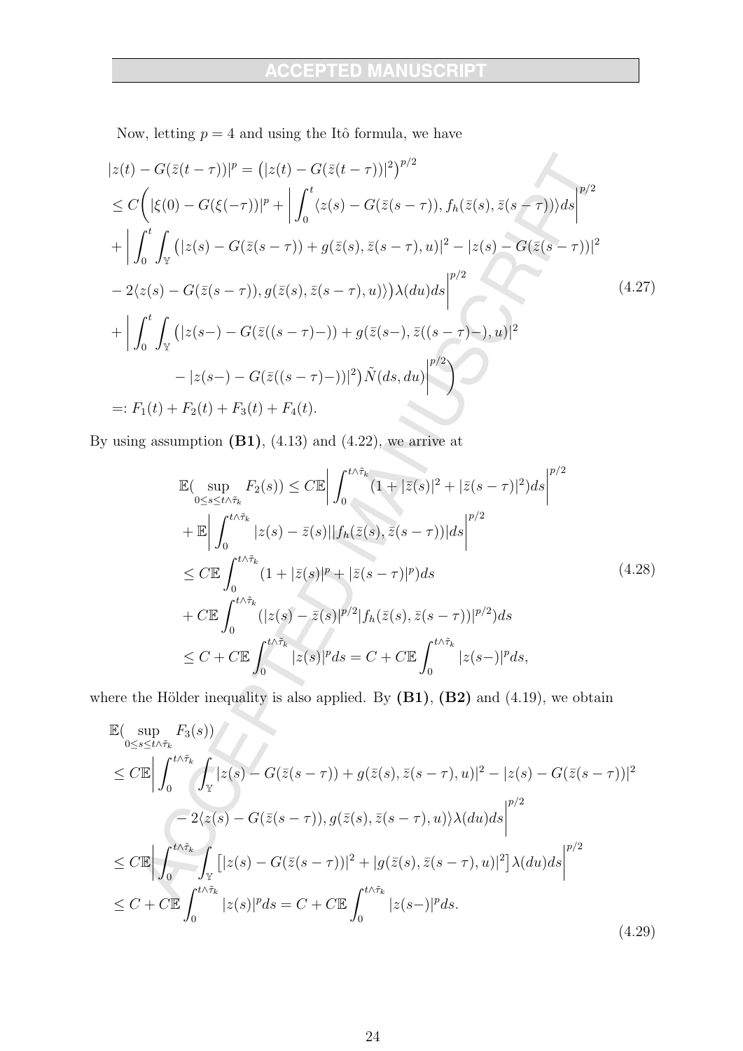Now, letting $p = 4$ and using the Itô formula, we have

$$
\begin{aligned}
&|z(t) - G(\bar{z}(t-\tau))|^p = \big(|z(t) - G(\bar{z}(t-\tau))|^2\big)^{p/2} \\
&\leq C\bigg( |\xi(0) - G(\xi(-\tau))|^p + \bigg| \int_0^t \langle z(s) - G(\bar{z}(s-\tau)), f_h(\bar{z}(s), \bar{z}(s-\tau))\rangle ds \bigg|^{p/2} \\
&+ \bigg| \int_0^t \int_{\mathbb{Y}} \big( |z(s) - G(\bar{z}(s-\tau)) + g(\bar{z}(s), \bar{z}(s-\tau), u)|^2 - |z(s) - G(\bar{z}(s-\tau))|^2 \\
&- 2\langle z(s) - G(\bar{z}(s-\tau)), g(\bar{z}(s), \bar{z}(s-\tau), u)\rangle \big) \lambda(du) ds \bigg|^{p/2} \\
&+ \bigg| \int_0^t \int_{\mathbb{Y}} \big( |z(s-) - G(\bar{z}((s-\tau)-)) + g(\bar{z}(s-), \bar{z}((s-\tau)-), u)|^2 \\
&\qquad - |z(s-) - G(\bar{z}((s-\tau)-))|^2 \big) \tilde{N}(ds, du) \bigg|^{p/2} \bigg) \\
&=: F_1(t) + F_2(t) + F_3(t) + F_4(t).
\end{aligned}
\tag{4.27}
$$

By using assumption **(B1)**, (4.13) and (4.22), we arrive at

$$
\begin{aligned}
&\mathbb{E}(\sup_{0 \leq s \leq t \wedge \tilde{\tau}_k} F_2(s)) \leq C\mathbb{E}\bigg| \int_0^{t \wedge \tilde{\tau}_k} (1 + |\bar{z}(s)|^2 + |\bar{z}(s-\tau)|^2) ds \bigg|^{p/2} \\
&+ \mathbb{E}\bigg| \int_0^{t \wedge \tilde{\tau}_k} |z(s) - \bar{z}(s)||f_h(\bar{z}(s), \bar{z}(s-\tau))| ds \bigg|^{p/2} \\
&\leq C\mathbb{E} \int_0^{t \wedge \tilde{\tau}_k} (1 + |\bar{z}(s)|^p + |\bar{z}(s-\tau)|^p) ds \\
&+ C\mathbb{E} \int_0^{t \wedge \tilde{\tau}_k} (|z(s) - \bar{z}(s)|^{p/2} |f_h(\bar{z}(s), \bar{z}(s-\tau))|^{p/2}) ds \\
&\leq C + C\mathbb{E} \int_0^{t \wedge \tilde{\tau}_k} |z(s)|^p ds = C + C\mathbb{E} \int_0^{t \wedge \tilde{\tau}_k} |z(s-)|^p ds,
\end{aligned}
\tag{4.28}
$$

where the Hölder inequality is also applied. By **(B1)**, **(B2)** and (4.19), we obtain

$$
\begin{aligned}
&\mathbb{E}(\sup_{0 \leq s \leq t \wedge \tilde{\tau}_k} F_3(s)) \\
&\leq C\mathbb{E}\bigg| \int_0^{t \wedge \tilde{\tau}_k} \int_{\mathbb{Y}} |z(s) - G(\bar{z}(s-\tau)) + g(\bar{z}(s), \bar{z}(s-\tau), u)|^2 - |z(s) - G(\bar{z}(s-\tau))|^2 \\
&\qquad - 2\langle z(s) - G(\bar{z}(s-\tau)), g(\bar{z}(s), \bar{z}(s-\tau), u)\rangle \lambda(du) ds \bigg|^{p/2} \\
&\leq C\mathbb{E}\bigg| \int_0^{t \wedge \tilde{\tau}_k} \int_{\mathbb{Y}} \big[ |z(s) - G(\bar{z}(s-\tau))|^2 + |g(\bar{z}(s), \bar{z}(s-\tau), u)|^2 \big] \lambda(du) ds \bigg|^{p/2} \\
&\leq C + C\mathbb{E} \int_0^{t \wedge \tilde{\tau}_k} |z(s)|^p ds = C + C\mathbb{E} \int_0^{t \wedge \tilde{\tau}_k} |z(s-)|^p ds.
\end{aligned}
\tag{4.29}
$$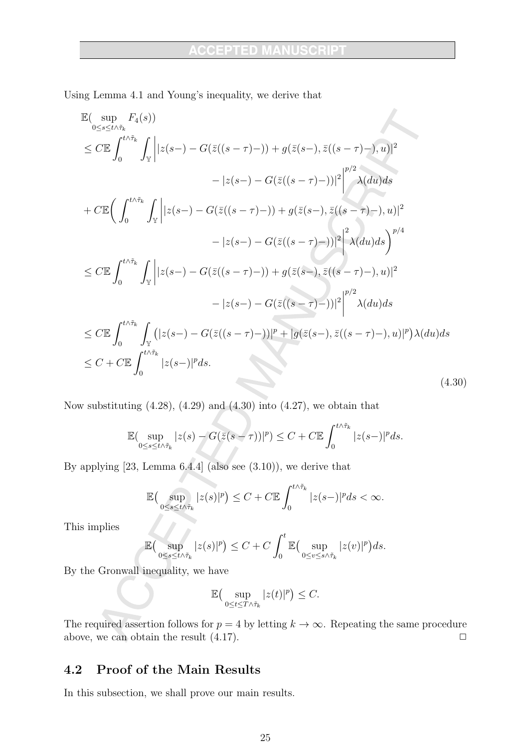Using Lemma 4.1 and Young's inequality, we derive that

$$
\begin{aligned}
&\mathbb{E}\big(\sup_{0\le s\le t\wedge\tilde{\tau}_k} F_4(s)\big)\\
&\le C\mathbb{E}\int_0^{t\wedge\tilde{\tau}_k}\int_{\mathbb{Y}}\Big||z(s-)-G(\bar{z}((s-\tau)-))+g(\bar{z}(s-),\bar{z}((s-\tau)-),u)|^2\\
&\qquad\qquad -|z(s-)-G(\bar{z}((s-\tau)-))|^2\Big|^{p/2}\lambda(du)ds\\
&+C\mathbb{E}\Big(\int_0^{t\wedge\tilde{\tau}_k}\int_{\mathbb{Y}}\Big||z(s-)-G(\bar{z}((s-\tau)-))+g(\bar{z}(s-),\bar{z}((s-\tau)-),u)|^2\\
&\qquad\qquad -|z(s-)-G(\bar{z}((s-\tau)-))|^2\Big|^{2}\lambda(du)ds\Big)^{p/4}\\
&\le C\mathbb{E}\int_0^{t\wedge\tilde{\tau}_k}\int_{\mathbb{Y}}\Big||z(s-)-G(\bar{z}((s-\tau)-))+g(\bar{z}(s-),\bar{z}((s-\tau)-),u)|^2\\
&\qquad\qquad -|z(s-)-G(\bar{z}((s-\tau)-))|^2\Big|^{p/2}\lambda(du)ds\\
&\le C\mathbb{E}\int_0^{t\wedge\tilde{\tau}_k}\int_{\mathbb{Y}}\big(|z(s-)-G(\bar{z}((s-\tau)-))|^p+|g(\bar{z}(s-),\bar{z}((s-\tau)-),u)|^p\big)\lambda(du)ds\\
&\le C+C\mathbb{E}\int_0^{t\wedge\tilde{\tau}_k}|z(s-)|^p ds.
\end{aligned}
\tag{4.30}
$$

Now substituting (4.28), (4.29) and (4.30) into (4.27), we obtain that

$$
\mathbb{E}\big(\sup_{0\le s\le t\wedge\tilde{\tau}_k}|z(s)-G(\bar{z}(s-\tau))|^p\big)\le C+C\mathbb{E}\int_0^{t\wedge\tilde{\tau}_k}|z(s-)|^p ds.
$$

By applying [23, Lemma 6.4.4] (also see (3.10)), we derive that

$$
\mathbb{E}\big(\sup_{0\le s\le t\wedge\tilde{\tau}_k}|z(s)|^p\big)\le C+C\mathbb{E}\int_0^{t\wedge\tilde{\tau}_k}|z(s-)|^p ds<\infty.
$$

This implies

$$
\mathbb{E}\big(\sup_{0\le s\le t\wedge\tilde{\tau}_k}|z(s)|^p\big)\le C+C\int_0^{t}\mathbb{E}\big(\sup_{0\le v\le s\wedge\tilde{\tau}_k}|z(v)|^p\big)ds.
$$

By the Gronwall inequality, we have

$$
\mathbb{E}\big(\sup_{0\le t\le T\wedge\tilde{\tau}_k}|z(t)|^p\big)\le C.
$$

The required assertion follows for $p=4$ by letting $k\to\infty$. Repeating the same procedure above, we can obtain the result (4.17). $\square$

## 4.2 Proof of the Main Results

In this subsection, we shall prove our main results.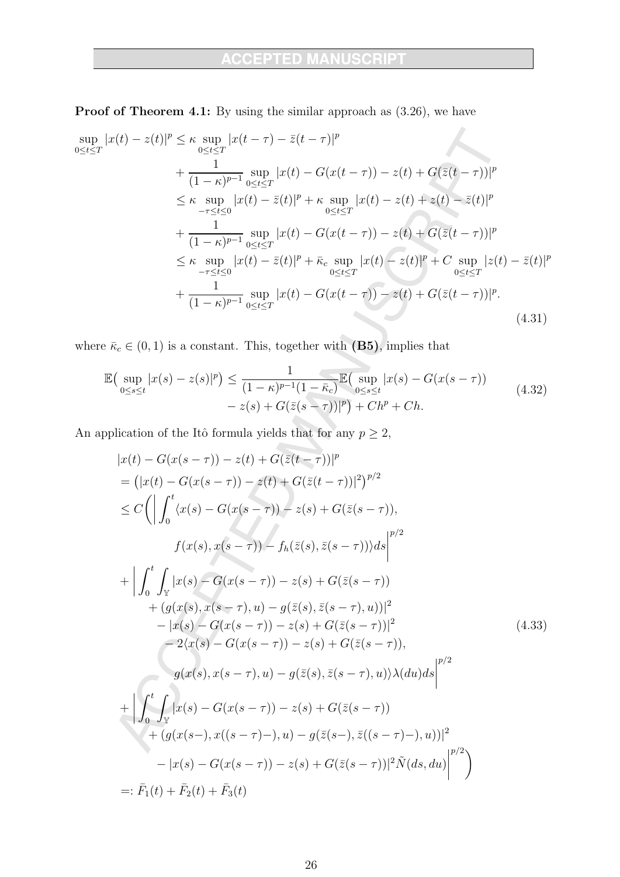**Proof of Theorem 4.1:** By using the similar approach as (3.26), we have

$$
\begin{aligned}
\sup_{0\le t\le T}|x(t)-z(t)|^p &\le \kappa \sup_{0\le t\le T}|x(t-\tau)-\bar{z}(t-\tau)|^p \\
&\quad + \frac{1}{(1-\kappa)^{p-1}}\sup_{0\le t\le T}|x(t)-G(x(t-\tau))-z(t)+G(\bar{z}(t-\tau))|^p \\
&\le \kappa \sup_{-\tau\le t\le 0}|x(t)-\bar{z}(t)|^p + \kappa \sup_{0\le t\le T}|x(t)-z(t)+z(t)-\bar{z}(t)|^p \\
&\quad + \frac{1}{(1-\kappa)^{p-1}}\sup_{0\le t\le T}|x(t)-G(x(t-\tau))-z(t)+G(\bar{z}(t-\tau))|^p \\
&\le \kappa \sup_{-\tau\le t\le 0}|x(t)-\bar{z}(t)|^p + \bar{\kappa}_c \sup_{0\le t\le T}|x(t)-z(t)|^p + C\sup_{0\le t\le T}|z(t)-\bar{z}(t)|^p \\
&\quad + \frac{1}{(1-\kappa)^{p-1}}\sup_{0\le t\le T}|x(t)-G(x(t-\tau))-z(t)+G(\bar{z}(t-\tau))|^p.
\end{aligned} \tag{4.31}
$$

where $\bar{\kappa}_c \in (0,1)$ is a constant. This, together with **(B5)**, implies that

$$
\begin{aligned}
\mathbb{E}\big(\sup_{0\le s\le t}|x(s)-z(s)|^p\big) \le \frac{1}{(1-\kappa)^{p-1}(1-\bar{\kappa}_c)}\mathbb{E}\big(\sup_{0\le s\le t}|x(s)-G(x(s-\tau)) \\
-z(s)+G(\bar{z}(s-\tau))|^p\big) + Ch^p + Ch.
\end{aligned} \tag{4.32}
$$

An application of the Itô formula yields that for any $p\ge 2$,

$$
\begin{aligned}
&|x(t)-G(x(s-\tau))-z(t)+G(\bar{z}(t-\tau))|^p \\
&= \big(|x(t)-G(x(s-\tau))-z(t)+G(\bar{z}(t-\tau))|^2\big)^{p/2} \\
&\le C\bigg(\bigg|\int_0^t \langle x(s)-G(x(s-\tau))-z(s)+G(\bar{z}(s-\tau)), \\
&\qquad\qquad f(x(s),x(s-\tau))-f_h(\bar{z}(s),\bar{z}(s-\tau))\rangle ds\bigg|^{p/2} \\
&+\bigg|\int_0^t\int_{\mathbb{Y}}|x(s)-G(x(s-\tau))-z(s)+G(\bar{z}(s-\tau)) \\
&\qquad +(g(x(s),x(s-\tau),u)-g(\bar{z}(s),\bar{z}(s-\tau),u))|^2 \\
&\qquad -|x(s)-G(x(s-\tau))-z(s)+G(\bar{z}(s-\tau))|^2 \\
&\qquad -2\langle x(s)-G(x(s-\tau))-z(s)+G(\bar{z}(s-\tau)), \\
&\qquad\qquad g(x(s),x(s-\tau),u)-g(\bar{z}(s),\bar{z}(s-\tau),u)\rangle\lambda(du)ds\bigg|^{p/2} \\
&+\bigg|\int_0^t\int_{\mathbb{Y}}|x(s)-G(x(s-\tau))-z(s)+G(\bar{z}(s-\tau)) \\
&\qquad +(g(x(s-),x((s-\tau)-),u)-g(\bar{z}(s-),\bar{z}((s-\tau)-),u))|^2 \\
&\qquad -|x(s)-G(x(s-\tau))-z(s)+G(\bar{z}(s-\tau))|^2\tilde{N}(ds,du)\bigg|^{p/2}\bigg) \\
&=: \bar{F}_1(t)+\bar{F}_2(t)+\bar{F}_3(t)
\end{aligned} \tag{4.33}
$$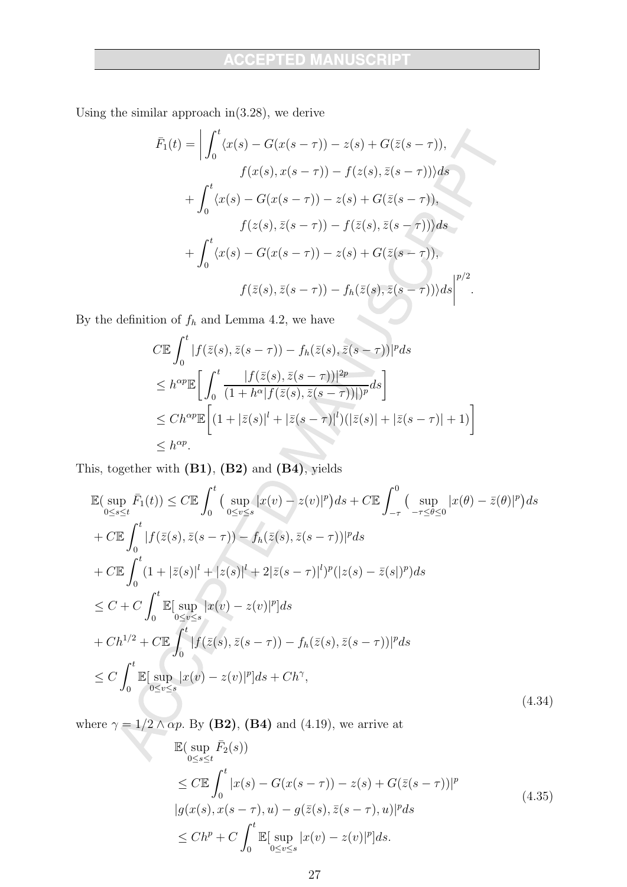Using the similar approach in(3.28), we derive

$$
\begin{aligned}
\bar{F}_1(t) = \bigg| \int_0^t & \langle x(s) - G(x(s-\tau)) - z(s) + G(\bar{z}(s-\tau)), \\
& \qquad f(x(s), x(s-\tau)) - f(z(s), \bar{z}(s-\tau)) \rangle ds \\
& + \int_0^t \langle x(s) - G(x(s-\tau)) - z(s) + G(\bar{z}(s-\tau)), \\
& \qquad f(z(s), \bar{z}(s-\tau)) - f(\bar{z}(s), \bar{z}(s-\tau)) \rangle ds \\
& + \int_0^t \langle x(s) - G(x(s-\tau)) - z(s) + G(\bar{z}(s-\tau)), \\
& \qquad f(\bar{z}(s), \bar{z}(s-\tau)) - f_h(\bar{z}(s), \bar{z}(s-\tau)) \rangle ds \bigg|^{p/2}.
\end{aligned}
$$

By the definition of $f_h$ and Lemma 4.2, we have

$$
\begin{aligned}
& C\mathbb{E} \int_0^t |f(\bar{z}(s), \bar{z}(s-\tau)) - f_h(\bar{z}(s), \bar{z}(s-\tau))|^p ds \\
& \leq h^{\alpha p} \mathbb{E} \bigg[ \int_0^t \frac{|f(\bar{z}(s), \bar{z}(s-\tau))|^{2p}}{(1 + h^\alpha |f(\bar{z}(s), \bar{z}(s-\tau))|)^p} ds \bigg] \\
& \leq C h^{\alpha p} \mathbb{E} \bigg[ (1 + |\bar{z}(s)|^l + |\bar{z}(s-\tau)|^l)(|\bar{z}(s)| + |\bar{z}(s-\tau)| + 1) \bigg] \\
& \leq h^{\alpha p}.
\end{aligned}
$$

This, together with **(B1)**, **(B2)** and **(B4)**, yields

$$
\begin{aligned}
& \mathbb{E}(\sup_{0 \leq s \leq t} \bar{F}_1(t)) \leq C\mathbb{E} \int_0^t \big( \sup_{0 \leq v \leq s} |x(v) - z(v)|^p \big) ds + C\mathbb{E} \int_{-\tau}^0 \big( \sup_{-\tau \leq \theta \leq 0} |x(\theta) - \bar{z}(\theta)|^p \big) ds \\
& + C\mathbb{E} \int_0^t |f(\bar{z}(s), \bar{z}(s-\tau)) - f_h(\bar{z}(s), \bar{z}(s-\tau))|^p ds \\
& + C\mathbb{E} \int_0^t (1 + |\bar{z}(s)|^l + |z(s)|^l + 2|\bar{z}(s-\tau)|^l)^p (|z(s) - \bar{z}(s|)^p) ds \\
& \leq C + C \int_0^t \mathbb{E}[\sup_{0 \leq v \leq s} |x(v) - z(v)|^p] ds \\
& + Ch^{1/2} + C\mathbb{E} \int_0^t |f(\bar{z}(s), \bar{z}(s-\tau)) - f_h(\bar{z}(s), \bar{z}(s-\tau))|^p ds \\
& \leq C \int_0^t \mathbb{E}[\sup_{0 \leq v \leq s} |x(v) - z(v)|^p] ds + Ch^\gamma,
\end{aligned} \tag{4.34}
$$

where $\gamma = 1/2 \wedge \alpha p$. By **(B2)**, **(B4)** and (4.19), we arrive at

$$
\begin{aligned}
& \mathbb{E}(\sup_{0 \leq s \leq t} \bar{F}_2(s)) \\
& \leq C\mathbb{E} \int_0^t |x(s) - G(x(s-\tau)) - z(s) + G(\bar{z}(s-\tau))|^p \\
& |g(x(s), x(s-\tau), u) - g(\bar{z}(s), \bar{z}(s-\tau), u)|^p ds \\
& \leq Ch^p + C \int_0^t \mathbb{E}[\sup_{0 \leq v \leq s} |x(v) - z(v)|^p] ds.
\end{aligned} \tag{4.35}
$$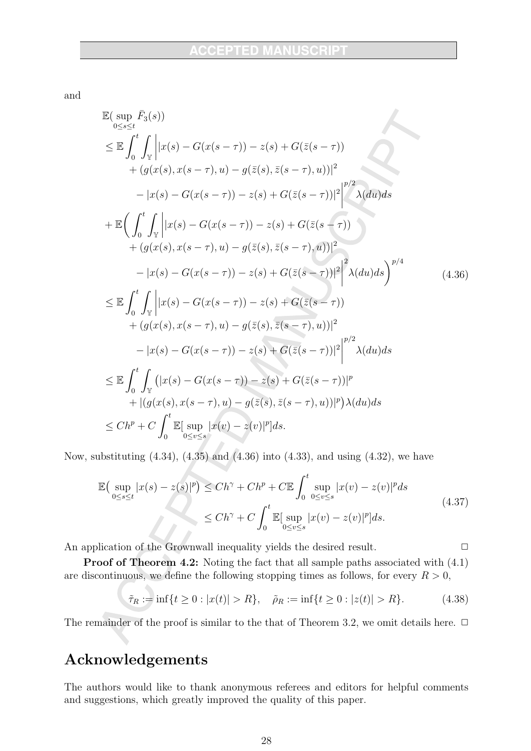and

$$
\begin{aligned}
&\mathbb{E}(\sup_{0\le s\le t}\bar{F}_3(s))\\
&\le \mathbb{E}\int_0^t\int_{\mathbb{Y}}\Big||x(s)-G(x(s-\tau))-z(s)+G(\bar{z}(s-\tau))\\
&\quad +(g(x(s),x(s-\tau),u)-g(\bar{z}(s),\bar{z}(s-\tau),u))|^2\\
&\quad -|x(s)-G(x(s-\tau))-z(s)+G(\bar{z}(s-\tau))|^2\Big|^{p/2}\lambda(du)ds\\
&+\mathbb{E}\Big(\int_0^t\int_{\mathbb{Y}}\Big||x(s)-G(x(s-\tau))-z(s)+G(\bar{z}(s-\tau))\\
&\quad +(g(x(s),x(s-\tau),u)-g(\bar{z}(s),\bar{z}(s-\tau),u))|^2\\
&\quad -|x(s)-G(x(s-\tau))-z(s)+G(\bar{z}(s-\tau))|^2\Big|^2\lambda(du)ds\Big)^{p/4}\\
&\le \mathbb{E}\int_0^t\int_{\mathbb{Y}}\Big||x(s)-G(x(s-\tau))-z(s)+G(\bar{z}(s-\tau))\\
&\quad +(g(x(s),x(s-\tau),u)-g(\bar{z}(s),\bar{z}(s-\tau),u))|^2\\
&\quad -|x(s)-G(x(s-\tau))-z(s)+G(\bar{z}(s-\tau))|^2\Big|^{p/2}\lambda(du)ds\\
&\le \mathbb{E}\int_0^t\int_{\mathbb{Y}}\big(|x(s)-G(x(s-\tau))-z(s)+G(\bar{z}(s-\tau))|^p\\
&\quad +|(g(x(s),x(s-\tau),u)-g(\bar{z}(s),\bar{z}(s-\tau),u))|^p\big)\lambda(du)ds\\
&\le Ch^p+C\int_0^t\mathbb{E}[\sup_{0\le v\le s}|x(v)-z(v)|^p]ds.
\end{aligned}
\tag{4.36}
$$

Now, substituting (4.34), (4.35) and (4.36) into (4.33), and using (4.32), we have

$$
\begin{aligned}
\mathbb{E}\big(\sup_{0\le s\le t}|x(s)-z(s)|^p\big)&\le Ch^\gamma+Ch^p+C\mathbb{E}\int_0^t\sup_{0\le v\le s}|x(v)-z(v)|^pds\\
&\le Ch^\gamma+C\int_0^t\mathbb{E}[\sup_{0\le v\le s}|x(v)-z(v)|^p]ds.
\end{aligned}
\tag{4.37}
$$

An application of the Grownwall inequality yields the desired result. $\Box$

**Proof of Theorem 4.2:** Noting the fact that all sample paths associated with (4.1) are discontinuous, we define the following stopping times as follows, for every $R>0$,

$$
\tilde{\tau}_R:=\inf\{t\ge 0:|x(t)|>R\},\quad \tilde{\rho}_R:=\inf\{t\ge 0:|z(t)|>R\}. \tag{4.38}
$$

The remainder of the proof is similar to the that of Theorem 3.2, we omit details here. $\Box$

## Acknowledgements

The authors would like to thank anonymous referees and editors for helpful comments and suggestions, which greatly improved the quality of this paper.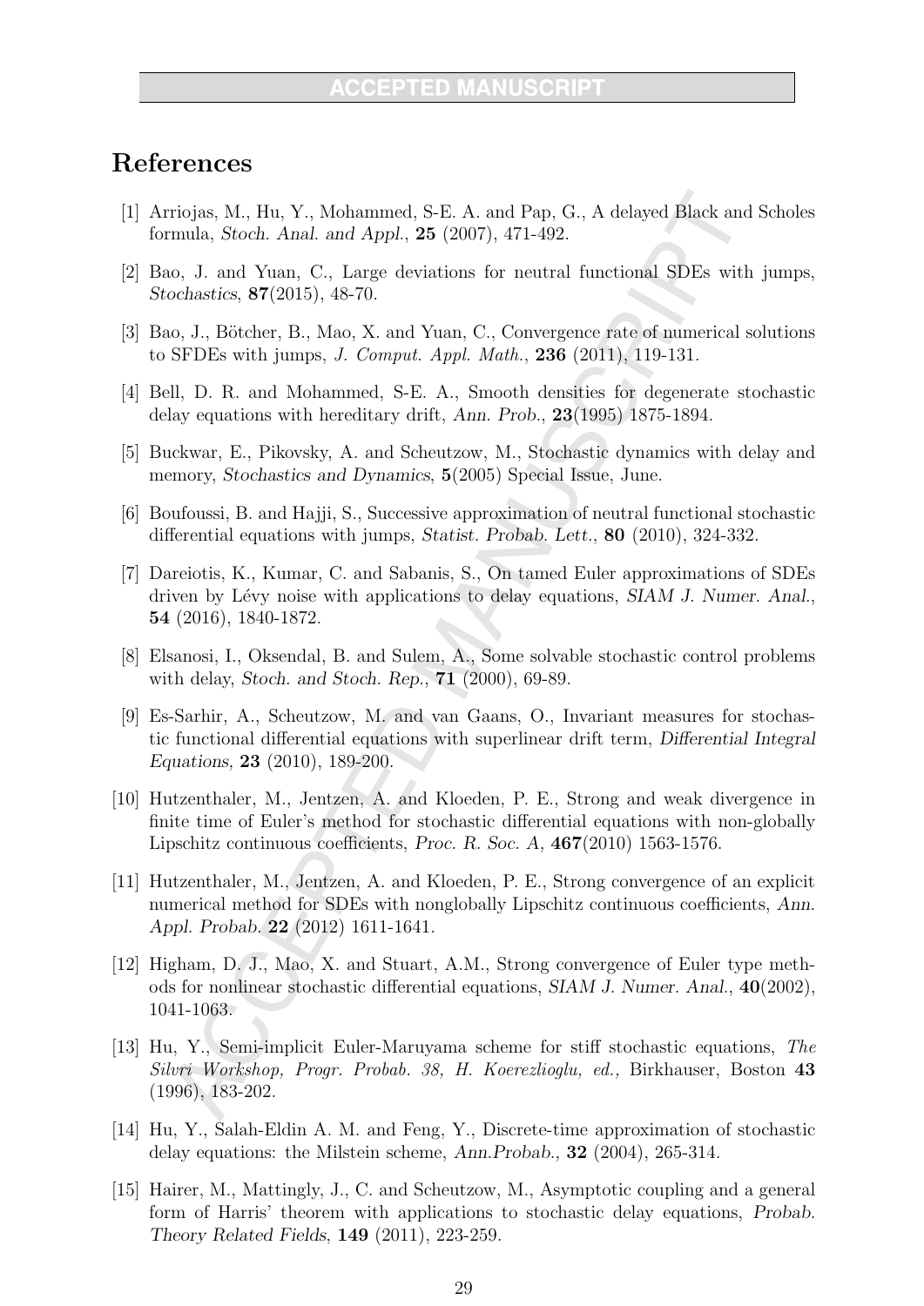## References

[1] Arriojas, M., Hu, Y., Mohammed, S-E. A. and Pap, G., A delayed Black and Scholes formula, *Stoch. Anal. and Appl.*, **25** (2007), 471-492.

[2] Bao, J. and Yuan, C., Large deviations for neutral functional SDEs with jumps, *Stochastics*, **87**(2015), 48-70.

[3] Bao, J., Bötcher, B., Mao, X. and Yuan, C., Convergence rate of numerical solutions to SFDEs with jumps, *J. Comput. Appl. Math.*, **236** (2011), 119-131.

[4] Bell, D. R. and Mohammed, S-E. A., Smooth densities for degenerate stochastic delay equations with hereditary drift, *Ann. Prob.*, **23**(1995) 1875-1894.

[5] Buckwar, E., Pikovsky, A. and Scheutzow, M., Stochastic dynamics with delay and memory, *Stochastics and Dynamics*, **5**(2005) Special Issue, June.

[6] Boufoussi, B. and Hajji, S., Successive approximation of neutral functional stochastic differential equations with jumps, *Statist. Probab. Lett.*, **80** (2010), 324-332.

[7] Dareiotis, K., Kumar, C. and Sabanis, S., On tamed Euler approximations of SDEs driven by Lévy noise with applications to delay equations, *SIAM J. Numer. Anal.*, **54** (2016), 1840-1872.

[8] Elsanosi, I., Oksendal, B. and Sulem, A., Some solvable stochastic control problems with delay, *Stoch. and Stoch. Rep.*, **71** (2000), 69-89.

[9] Es-Sarhir, A., Scheutzow, M. and van Gaans, O., Invariant measures for stochastic functional differential equations with superlinear drift term, *Differential Integral Equations*, **23** (2010), 189-200.

[10] Hutzenthaler, M., Jentzen, A. and Kloeden, P. E., Strong and weak divergence in finite time of Euler's method for stochastic differential equations with non-globally Lipschitz continuous coefficients, *Proc. R. Soc. A*, **467**(2010) 1563-1576.

[11] Hutzenthaler, M., Jentzen, A. and Kloeden, P. E., Strong convergence of an explicit numerical method for SDEs with nonglobally Lipschitz continuous coefficients, *Ann. Appl. Probab.* **22** (2012) 1611-1641.

[12] Higham, D. J., Mao, X. and Stuart, A.M., Strong convergence of Euler type methods for nonlinear stochastic differential equations, *SIAM J. Numer. Anal.*, **40**(2002), 1041-1063.

[13] Hu, Y., Semi-implicit Euler-Maruyama scheme for stiff stochastic equations, *The Silvri Workshop, Progr. Probab. 38, H. Koerezlioglu, ed.,* Birkhauser, Boston **43** (1996), 183-202.

[14] Hu, Y., Salah-Eldin A. M. and Feng, Y., Discrete-time approximation of stochastic delay equations: the Milstein scheme, *Ann.Probab.*, **32** (2004), 265-314.

[15] Hairer, M., Mattingly, J., C. and Scheutzow, M., Asymptotic coupling and a general form of Harris' theorem with applications to stochastic delay equations, *Probab. Theory Related Fields*, **149** (2011), 223-259.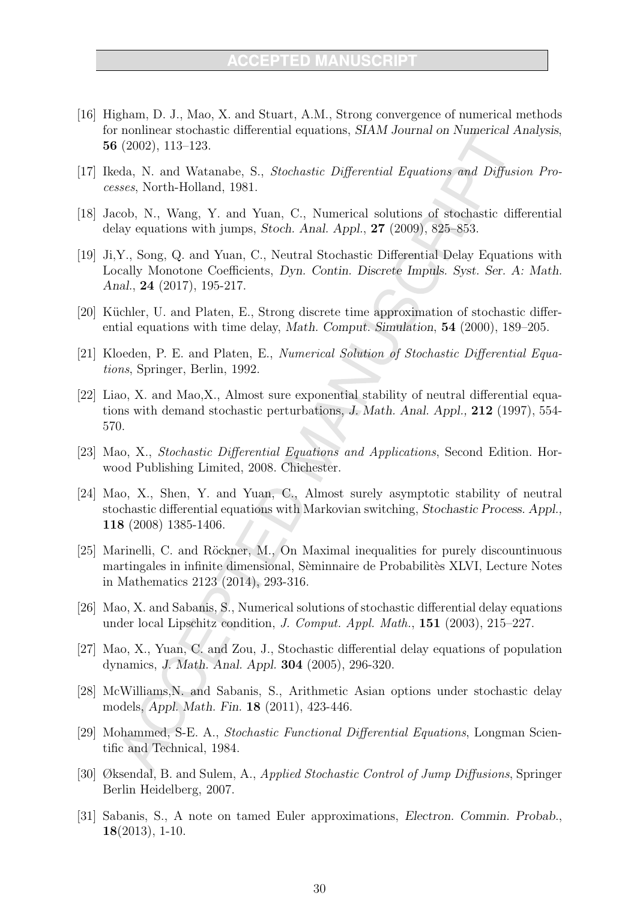[16] Higham, D. J., Mao, X. and Stuart, A.M., Strong convergence of numerical methods for nonlinear stochastic differential equations, *SIAM Journal on Numerical Analysis*, **56** (2002), 113–123.

[17] Ikeda, N. and Watanabe, S., *Stochastic Differential Equations and Diffusion Processes*, North-Holland, 1981.

[18] Jacob, N., Wang, Y. and Yuan, C., Numerical solutions of stochastic differential delay equations with jumps, *Stoch. Anal. Appl.*, **27** (2009), 825–853.

[19] Ji,Y., Song, Q. and Yuan, C., Neutral Stochastic Differential Delay Equations with Locally Monotone Coefficients, *Dyn. Contin. Discrete Impuls. Syst. Ser. A: Math. Anal.*, **24** (2017), 195-217.

[20] Küchler, U. and Platen, E., Strong discrete time approximation of stochastic differential equations with time delay, *Math. Comput. Simulation*, **54** (2000), 189–205.

[21] Kloeden, P. E. and Platen, E., *Numerical Solution of Stochastic Differential Equations*, Springer, Berlin, 1992.

[22] Liao, X. and Mao,X., Almost sure exponential stability of neutral differential equations with demand stochastic perturbations, *J. Math. Anal. Appl.,* **212** (1997), 554-570.

[23] Mao, X., *Stochastic Differential Equations and Applications*, Second Edition. Horwood Publishing Limited, 2008. Chichester.

[24] Mao, X., Shen, Y. and Yuan, C., Almost surely asymptotic stability of neutral stochastic differential equations with Markovian switching, *Stochastic Process. Appl.,* **118** (2008) 1385-1406.

[25] Marinelli, C. and Röckner, M., On Maximal inequalities for purely discountinuous martingales in infinite dimensional, Sèminnaire de Probabilitès XLVI, Lecture Notes in Mathematics 2123 (2014), 293-316.

[26] Mao, X. and Sabanis, S., Numerical solutions of stochastic differential delay equations under local Lipschitz condition, *J. Comput. Appl. Math.*, **151** (2003), 215–227.

[27] Mao, X., Yuan, C. and Zou, J., Stochastic differential delay equations of population dynamics, *J. Math. Anal. Appl.* **304** (2005), 296-320.

[28] McWilliams,N. and Sabanis, S., Arithmetic Asian options under stochastic delay models, *Appl. Math. Fin.* **18** (2011), 423-446.

[29] Mohammed, S-E. A., *Stochastic Functional Differential Equations*, Longman Scientific and Technical, 1984.

[30] Øksendal, B. and Sulem, A., *Applied Stochastic Control of Jump Diffusions*, Springer Berlin Heidelberg, 2007.

[31] Sabanis, S., A note on tamed Euler approximations, *Electron. Commin. Probab.*, **18**(2013), 1-10.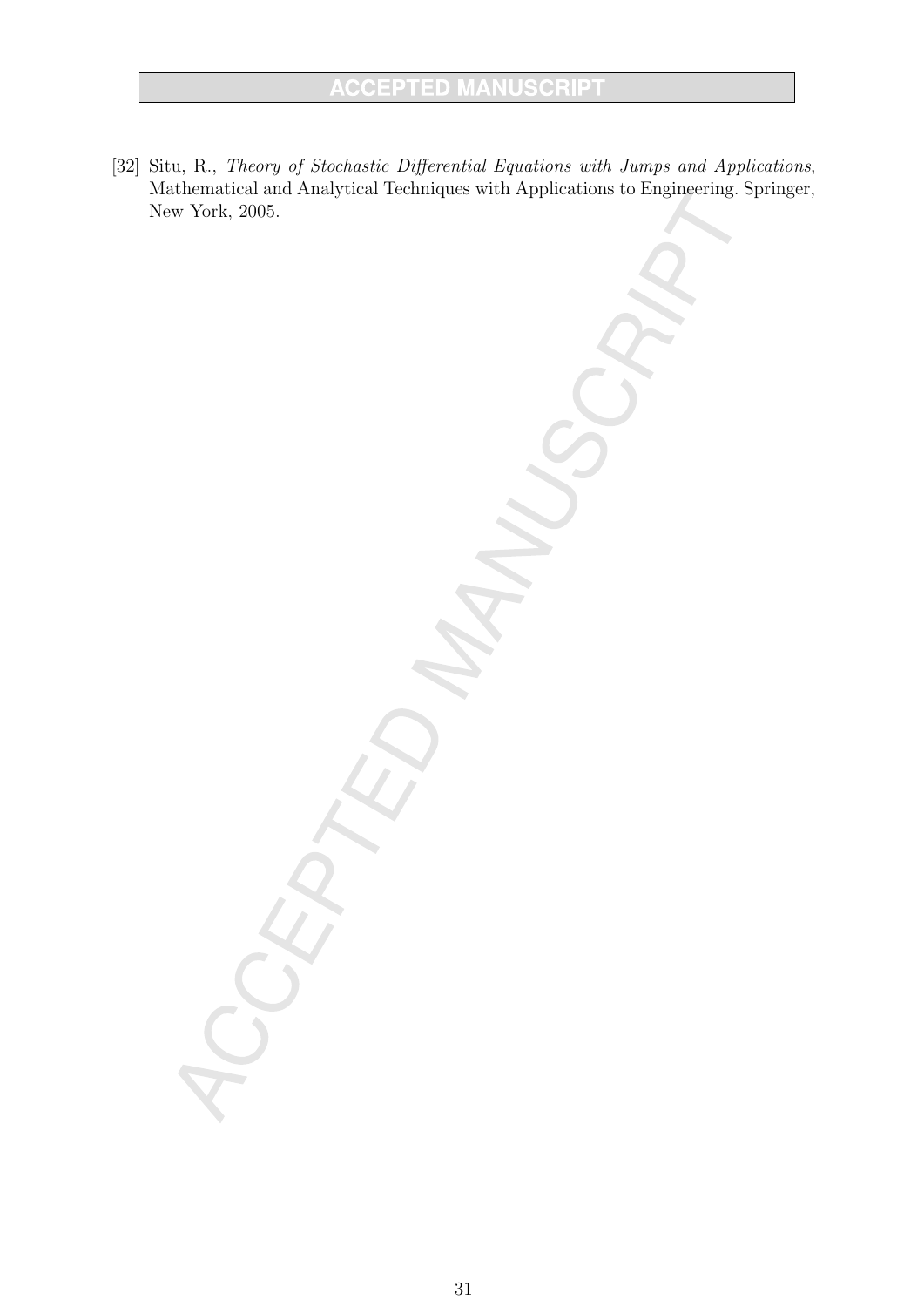[32] Situ, R., *Theory of Stochastic Differential Equations with Jumps and Applications*, Mathematical and Analytical Techniques with Applications to Engineering. Springer, New York, 2005.